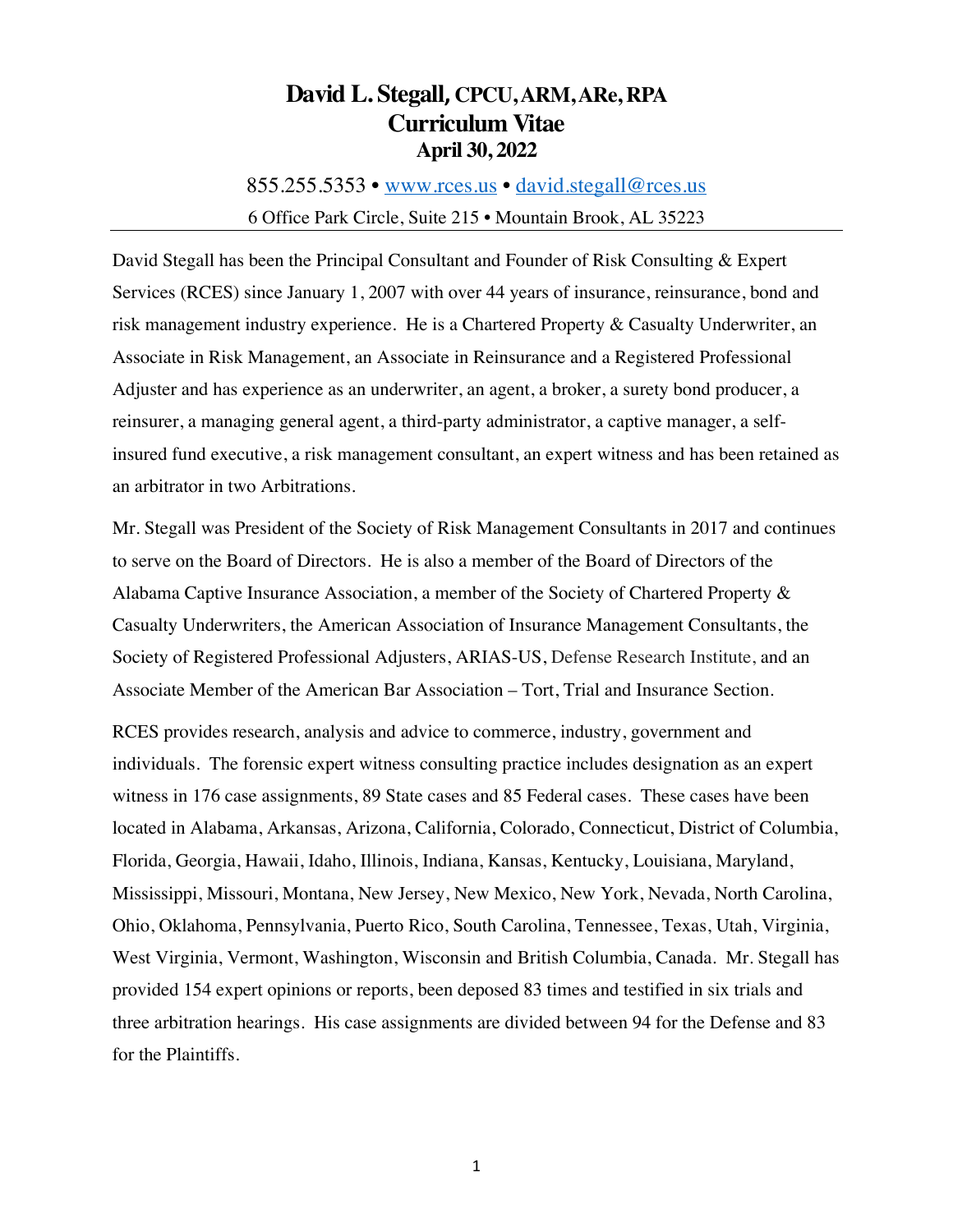# David L. Stegall, CPCU, ARM, ARe, RPA
# Curriculum Vitae
### April 30, 2022

855.255.5353 • [www.rces.us](http://www.rces.us) • [david.stegall@rces.us](mailto:david.stegall@rces.us)

6 Office Park Circle, Suite 215 • Mountain Brook, AL 35223

---

David Stegall has been the Principal Consultant and Founder of Risk Consulting & Expert Services (RCES) since January 1, 2007 with over 44 years of insurance, reinsurance, bond and risk management industry experience. He is a Chartered Property & Casualty Underwriter, an Associate in Risk Management, an Associate in Reinsurance and a Registered Professional Adjuster and has experience as an underwriter, an agent, a broker, a surety bond producer, a reinsurer, a managing general agent, a third-party administrator, a captive manager, a self-insured fund executive, a risk management consultant, an expert witness and has been retained as an arbitrator in two Arbitrations.

Mr. Stegall was President of the Society of Risk Management Consultants in 2017 and continues to serve on the Board of Directors. He is also a member of the Board of Directors of the Alabama Captive Insurance Association, a member of the Society of Chartered Property & Casualty Underwriters, the American Association of Insurance Management Consultants, the Society of Registered Professional Adjusters, ARIAS-US, Defense Research Institute, and an Associate Member of the American Bar Association – Tort, Trial and Insurance Section.

RCES provides research, analysis and advice to commerce, industry, government and individuals. The forensic expert witness consulting practice includes designation as an expert witness in 176 case assignments, 89 State cases and 85 Federal cases. These cases have been located in Alabama, Arkansas, Arizona, California, Colorado, Connecticut, District of Columbia, Florida, Georgia, Hawaii, Idaho, Illinois, Indiana, Kansas, Kentucky, Louisiana, Maryland, Mississippi, Missouri, Montana, New Jersey, New Mexico, New York, Nevada, North Carolina, Ohio, Oklahoma, Pennsylvania, Puerto Rico, South Carolina, Tennessee, Texas, Utah, Virginia, West Virginia, Vermont, Washington, Wisconsin and British Columbia, Canada. Mr. Stegall has provided 154 expert opinions or reports, been deposed 83 times and testified in six trials and three arbitration hearings. His case assignments are divided between 94 for the Defense and 83 for the Plaintiffs.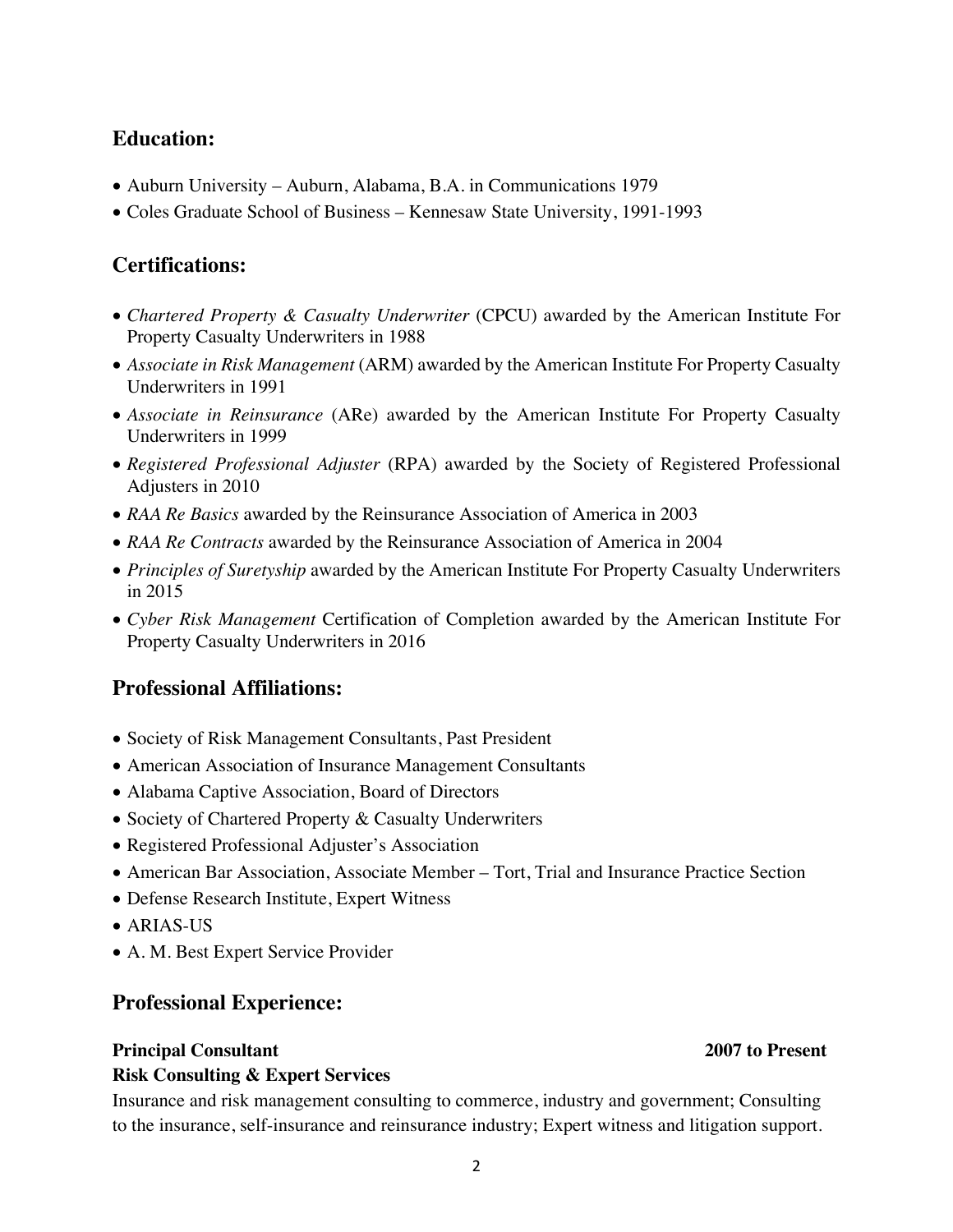## Education:

- Auburn University – Auburn, Alabama, B.A. in Communications 1979
- Coles Graduate School of Business – Kennesaw State University, 1991-1993

## Certifications:

- *Chartered Property & Casualty Underwriter* (CPCU) awarded by the American Institute For Property Casualty Underwriters in 1988
- *Associate in Risk Management* (ARM) awarded by the American Institute For Property Casualty Underwriters in 1991
- *Associate in Reinsurance* (ARe) awarded by the American Institute For Property Casualty Underwriters in 1999
- *Registered Professional Adjuster* (RPA) awarded by the Society of Registered Professional Adjusters in 2010
- *RAA Re Basics* awarded by the Reinsurance Association of America in 2003
- *RAA Re Contracts* awarded by the Reinsurance Association of America in 2004
- *Principles of Suretyship* awarded by the American Institute For Property Casualty Underwriters in 2015
- *Cyber Risk Management* Certification of Completion awarded by the American Institute For Property Casualty Underwriters in 2016

## Professional Affiliations:

- Society of Risk Management Consultants, Past President
- American Association of Insurance Management Consultants
- Alabama Captive Association, Board of Directors
- Society of Chartered Property & Casualty Underwriters
- Registered Professional Adjuster's Association
- American Bar Association, Associate Member – Tort, Trial and Insurance Practice Section
- Defense Research Institute, Expert Witness
- ARIAS-US
- A. M. Best Expert Service Provider

## Professional Experience:

**Principal Consultant** **2007 to Present**
**Risk Consulting & Expert Services**
Insurance and risk management consulting to commerce, industry and government; Consulting to the insurance, self-insurance and reinsurance industry; Expert witness and litigation support.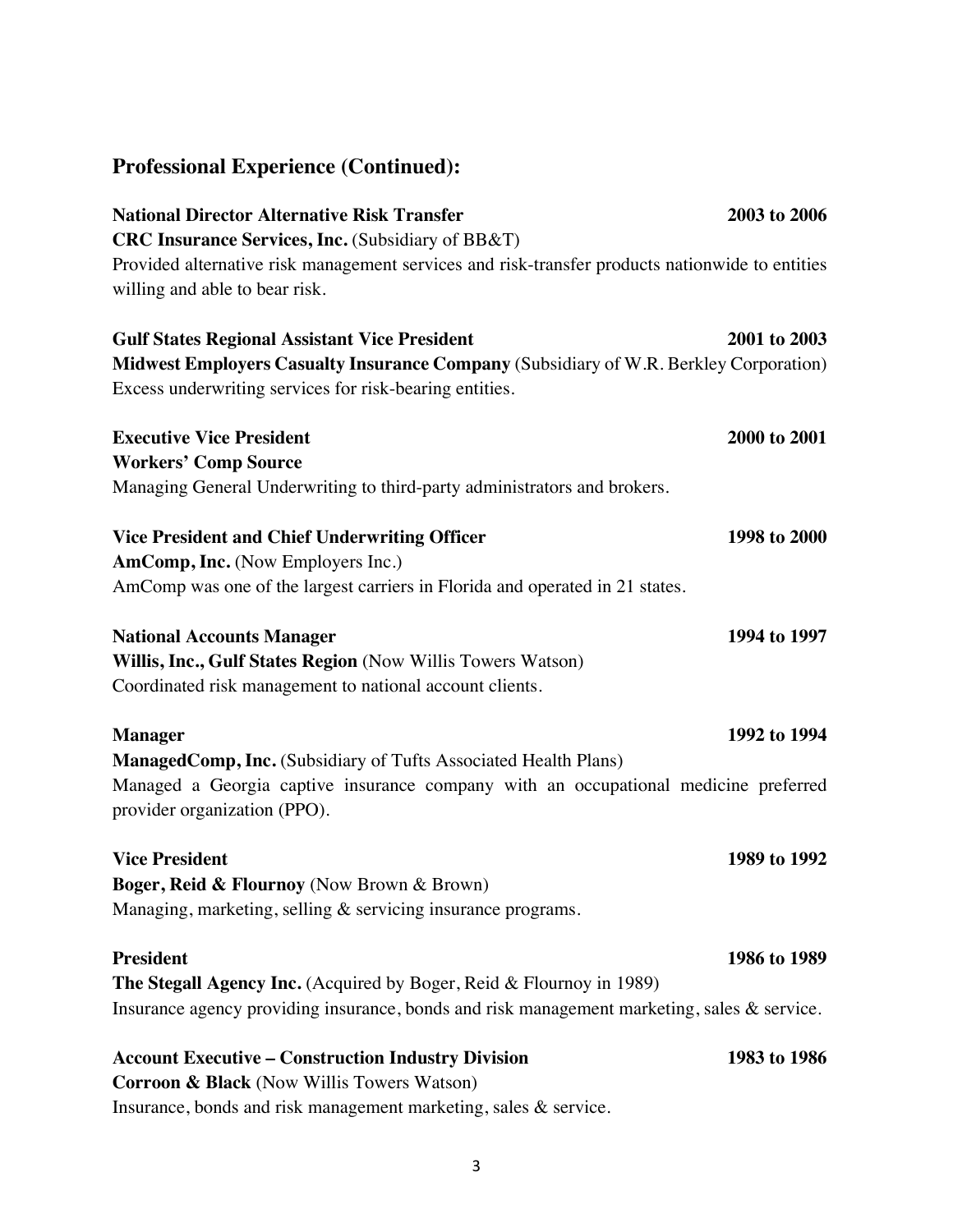## Professional Experience (Continued):

**National Director Alternative Risk Transfer** **2003 to 2006**
**CRC Insurance Services, Inc.** (Subsidiary of BB&T)
Provided alternative risk management services and risk-transfer products nationwide to entities willing and able to bear risk.

**Gulf States Regional Assistant Vice President** **2001 to 2003**
**Midwest Employers Casualty Insurance Company** (Subsidiary of W.R. Berkley Corporation)
Excess underwriting services for risk-bearing entities.

**Executive Vice President** **2000 to 2001**
**Workers' Comp Source**
Managing General Underwriting to third-party administrators and brokers.

**Vice President and Chief Underwriting Officer** **1998 to 2000**
**AmComp, Inc.** (Now Employers Inc.)
AmComp was one of the largest carriers in Florida and operated in 21 states.

**National Accounts Manager** **1994 to 1997**
**Willis, Inc., Gulf States Region** (Now Willis Towers Watson)
Coordinated risk management to national account clients.

**Manager** **1992 to 1994**
**ManagedComp, Inc.** (Subsidiary of Tufts Associated Health Plans)
Managed a Georgia captive insurance company with an occupational medicine preferred provider organization (PPO).

**Vice President** **1989 to 1992**
**Boger, Reid & Flournoy** (Now Brown & Brown)
Managing, marketing, selling & servicing insurance programs.

**President** **1986 to 1989**
**The Stegall Agency Inc.** (Acquired by Boger, Reid & Flournoy in 1989)
Insurance agency providing insurance, bonds and risk management marketing, sales & service.

**Account Executive – Construction Industry Division** **1983 to 1986**
**Corroon & Black** (Now Willis Towers Watson)
Insurance, bonds and risk management marketing, sales & service.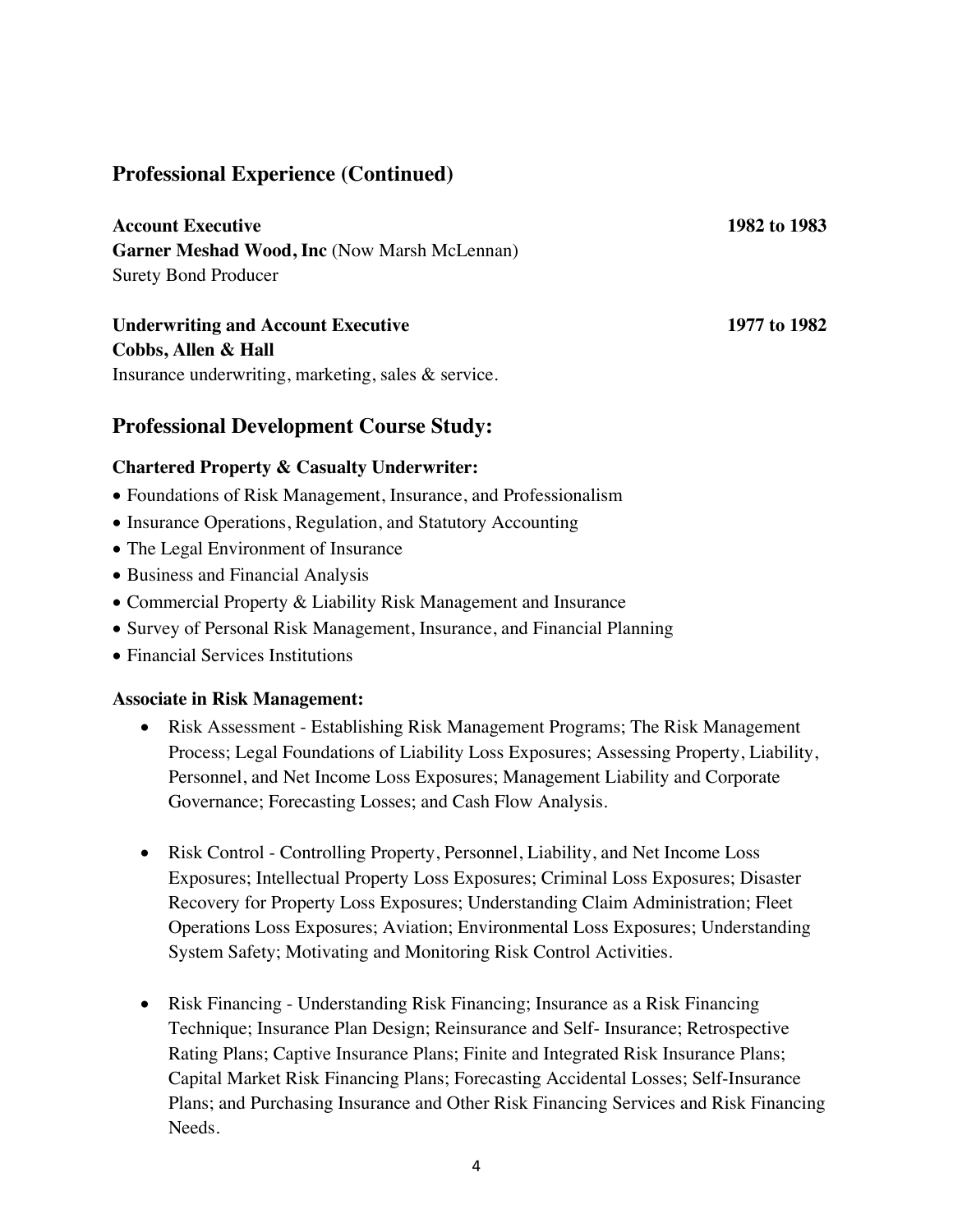## Professional Experience (Continued)

**Account Executive** **1982 to 1983**
**Garner Meshad Wood, Inc** (Now Marsh McLennan)
Surety Bond Producer

**Underwriting and Account Executive** **1977 to 1982**
**Cobbs, Allen & Hall**
Insurance underwriting, marketing, sales & service.

## Professional Development Course Study:

### Chartered Property & Casualty Underwriter:

- Foundations of Risk Management, Insurance, and Professionalism
- Insurance Operations, Regulation, and Statutory Accounting
- The Legal Environment of Insurance
- Business and Financial Analysis
- Commercial Property & Liability Risk Management and Insurance
- Survey of Personal Risk Management, Insurance, and Financial Planning
- Financial Services Institutions

### Associate in Risk Management:

- Risk Assessment - Establishing Risk Management Programs; The Risk Management Process; Legal Foundations of Liability Loss Exposures; Assessing Property, Liability, Personnel, and Net Income Loss Exposures; Management Liability and Corporate Governance; Forecasting Losses; and Cash Flow Analysis.

- Risk Control - Controlling Property, Personnel, Liability, and Net Income Loss Exposures; Intellectual Property Loss Exposures; Criminal Loss Exposures; Disaster Recovery for Property Loss Exposures; Understanding Claim Administration; Fleet Operations Loss Exposures; Aviation; Environmental Loss Exposures; Understanding System Safety; Motivating and Monitoring Risk Control Activities.

- Risk Financing - Understanding Risk Financing; Insurance as a Risk Financing Technique; Insurance Plan Design; Reinsurance and Self- Insurance; Retrospective Rating Plans; Captive Insurance Plans; Finite and Integrated Risk Insurance Plans; Capital Market Risk Financing Plans; Forecasting Accidental Losses; Self-Insurance Plans; and Purchasing Insurance and Other Risk Financing Services and Risk Financing Needs.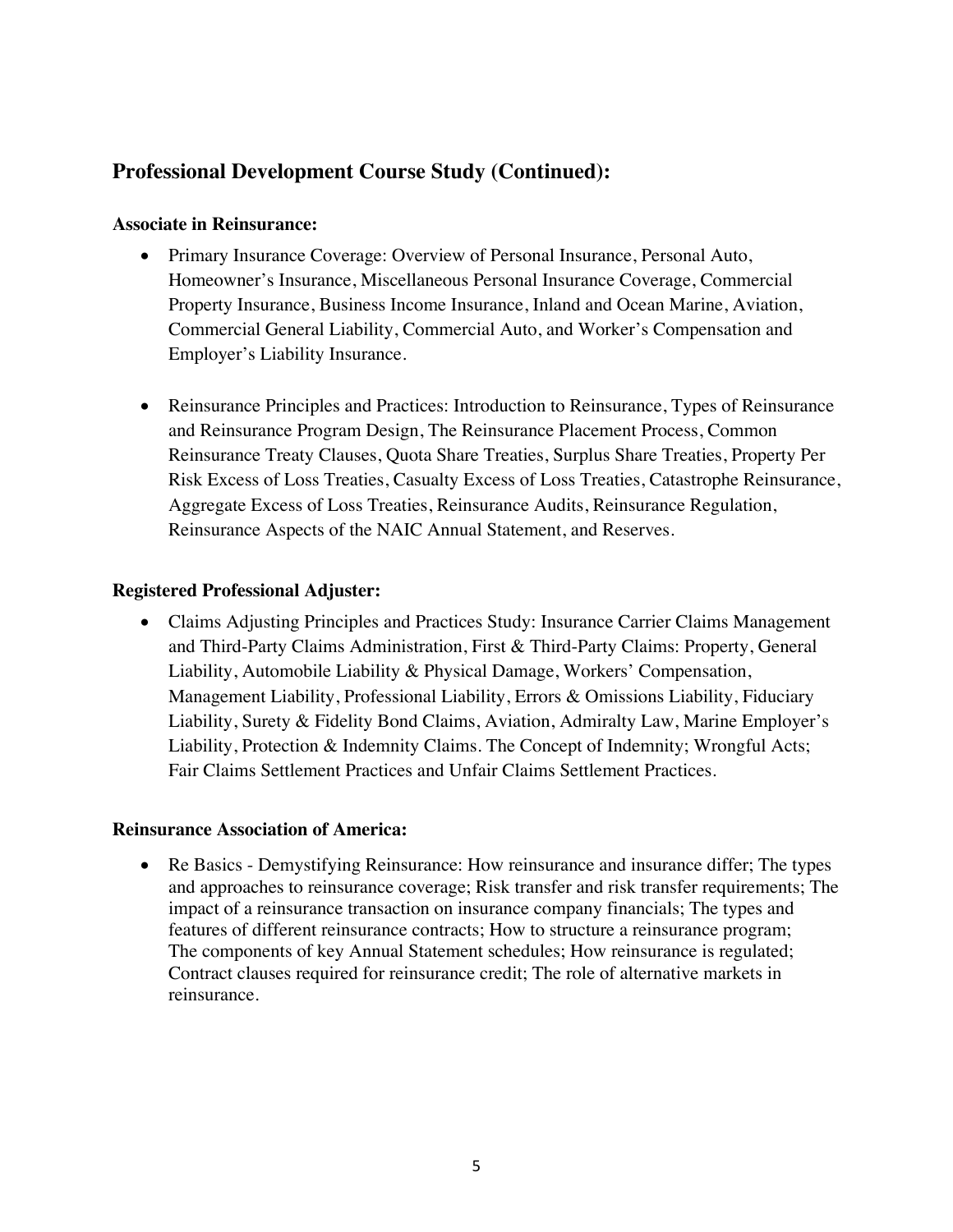## Professional Development Course Study (Continued):

**Associate in Reinsurance:**

- Primary Insurance Coverage: Overview of Personal Insurance, Personal Auto, Homeowner's Insurance, Miscellaneous Personal Insurance Coverage, Commercial Property Insurance, Business Income Insurance, Inland and Ocean Marine, Aviation, Commercial General Liability, Commercial Auto, and Worker's Compensation and Employer's Liability Insurance.

- Reinsurance Principles and Practices: Introduction to Reinsurance, Types of Reinsurance and Reinsurance Program Design, The Reinsurance Placement Process, Common Reinsurance Treaty Clauses, Quota Share Treaties, Surplus Share Treaties, Property Per Risk Excess of Loss Treaties, Casualty Excess of Loss Treaties, Catastrophe Reinsurance, Aggregate Excess of Loss Treaties, Reinsurance Audits, Reinsurance Regulation, Reinsurance Aspects of the NAIC Annual Statement, and Reserves.

**Registered Professional Adjuster:**

- Claims Adjusting Principles and Practices Study: Insurance Carrier Claims Management and Third-Party Claims Administration, First & Third-Party Claims: Property, General Liability, Automobile Liability & Physical Damage, Workers' Compensation, Management Liability, Professional Liability, Errors & Omissions Liability, Fiduciary Liability, Surety & Fidelity Bond Claims, Aviation, Admiralty Law, Marine Employer's Liability, Protection & Indemnity Claims. The Concept of Indemnity; Wrongful Acts; Fair Claims Settlement Practices and Unfair Claims Settlement Practices.

**Reinsurance Association of America:**

- Re Basics - Demystifying Reinsurance: How reinsurance and insurance differ; The types and approaches to reinsurance coverage; Risk transfer and risk transfer requirements; The impact of a reinsurance transaction on insurance company financials; The types and features of different reinsurance contracts; How to structure a reinsurance program; The components of key Annual Statement schedules; How reinsurance is regulated; Contract clauses required for reinsurance credit; The role of alternative markets in reinsurance.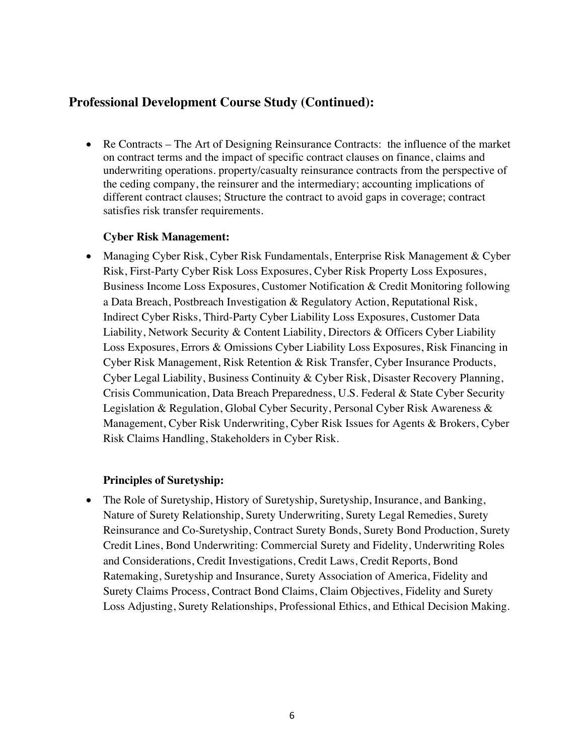## Professional Development Course Study (Continued):

- Re Contracts – The Art of Designing Reinsurance Contracts: the influence of the market on contract terms and the impact of specific contract clauses on finance, claims and underwriting operations. property/casualty reinsurance contracts from the perspective of the ceding company, the reinsurer and the intermediary; accounting implications of different contract clauses; Structure the contract to avoid gaps in coverage; contract satisfies risk transfer requirements.

**Cyber Risk Management:**

- Managing Cyber Risk, Cyber Risk Fundamentals, Enterprise Risk Management & Cyber Risk, First-Party Cyber Risk Loss Exposures, Cyber Risk Property Loss Exposures, Business Income Loss Exposures, Customer Notification & Credit Monitoring following a Data Breach, Postbreach Investigation & Regulatory Action, Reputational Risk, Indirect Cyber Risks, Third-Party Cyber Liability Loss Exposures, Customer Data Liability, Network Security & Content Liability, Directors & Officers Cyber Liability Loss Exposures, Errors & Omissions Cyber Liability Loss Exposures, Risk Financing in Cyber Risk Management, Risk Retention & Risk Transfer, Cyber Insurance Products, Cyber Legal Liability, Business Continuity & Cyber Risk, Disaster Recovery Planning, Crisis Communication, Data Breach Preparedness, U.S. Federal & State Cyber Security Legislation & Regulation, Global Cyber Security, Personal Cyber Risk Awareness & Management, Cyber Risk Underwriting, Cyber Risk Issues for Agents & Brokers, Cyber Risk Claims Handling, Stakeholders in Cyber Risk.

**Principles of Suretyship:**

- The Role of Suretyship, History of Suretyship, Suretyship, Insurance, and Banking, Nature of Surety Relationship, Surety Underwriting, Surety Legal Remedies, Surety Reinsurance and Co-Suretyship, Contract Surety Bonds, Surety Bond Production, Surety Credit Lines, Bond Underwriting: Commercial Surety and Fidelity, Underwriting Roles and Considerations, Credit Investigations, Credit Laws, Credit Reports, Bond Ratemaking, Suretyship and Insurance, Surety Association of America, Fidelity and Surety Claims Process, Contract Bond Claims, Claim Objectives, Fidelity and Surety Loss Adjusting, Surety Relationships, Professional Ethics, and Ethical Decision Making.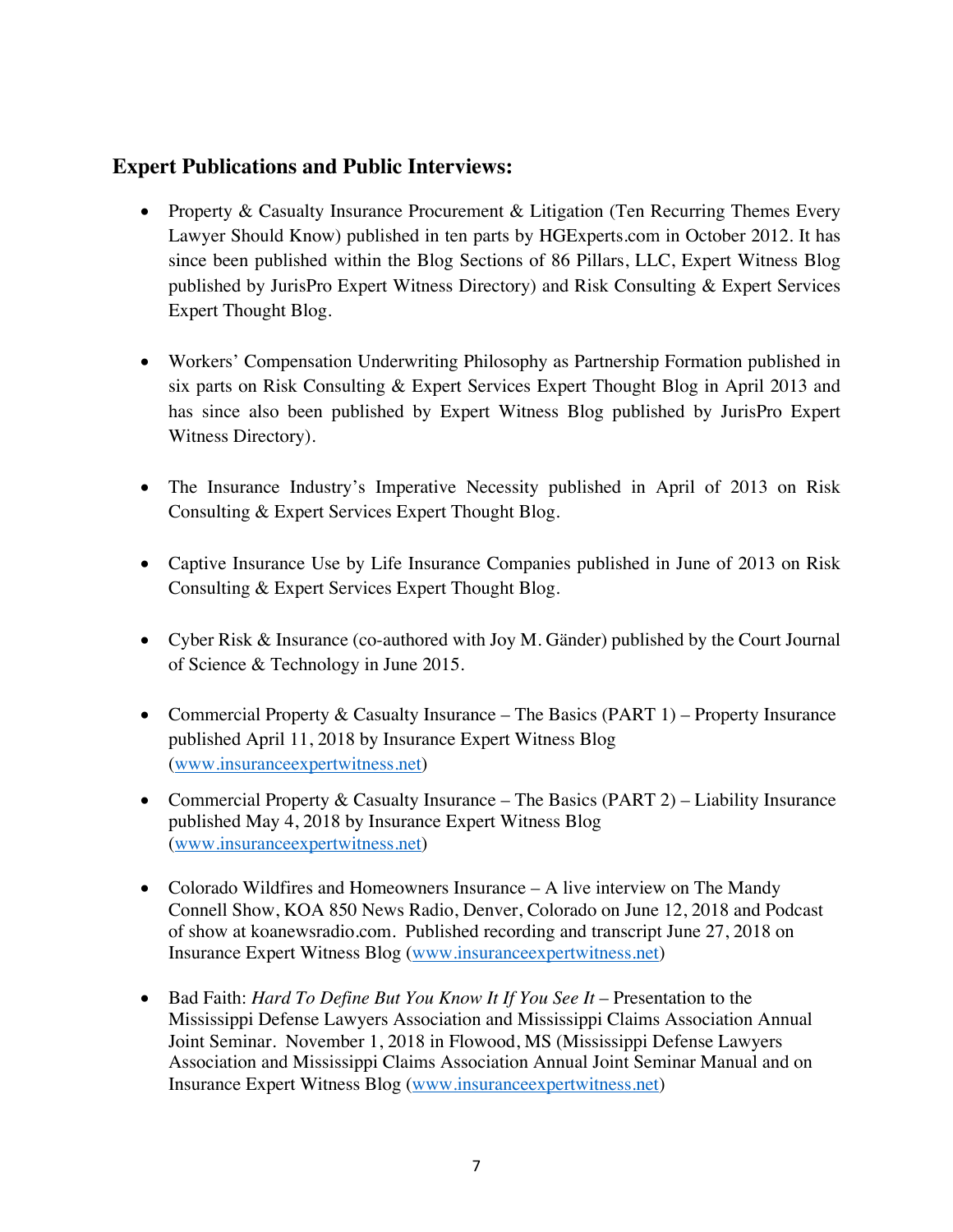## Expert Publications and Public Interviews:

- Property & Casualty Insurance Procurement & Litigation (Ten Recurring Themes Every Lawyer Should Know) published in ten parts by HGExperts.com in October 2012. It has since been published within the Blog Sections of 86 Pillars, LLC, Expert Witness Blog published by JurisPro Expert Witness Directory) and Risk Consulting & Expert Services Expert Thought Blog.

- Workers' Compensation Underwriting Philosophy as Partnership Formation published in six parts on Risk Consulting & Expert Services Expert Thought Blog in April 2013 and has since also been published by Expert Witness Blog published by JurisPro Expert Witness Directory).

- The Insurance Industry's Imperative Necessity published in April of 2013 on Risk Consulting & Expert Services Expert Thought Blog.

- Captive Insurance Use by Life Insurance Companies published in June of 2013 on Risk Consulting & Expert Services Expert Thought Blog.

- Cyber Risk & Insurance (co-authored with Joy M. Gänder) published by the Court Journal of Science & Technology in June 2015.

- Commercial Property & Casualty Insurance – The Basics (PART 1) – Property Insurance published April 11, 2018 by Insurance Expert Witness Blog (www.insuranceexpertwitness.net)

- Commercial Property & Casualty Insurance – The Basics (PART 2) – Liability Insurance published May 4, 2018 by Insurance Expert Witness Blog (www.insuranceexpertwitness.net)

- Colorado Wildfires and Homeowners Insurance – A live interview on The Mandy Connell Show, KOA 850 News Radio, Denver, Colorado on June 12, 2018 and Podcast of show at koanewsradio.com. Published recording and transcript June 27, 2018 on Insurance Expert Witness Blog (www.insuranceexpertwitness.net)

- Bad Faith: *Hard To Define But You Know It If You See It* – Presentation to the Mississippi Defense Lawyers Association and Mississippi Claims Association Annual Joint Seminar. November 1, 2018 in Flowood, MS (Mississippi Defense Lawyers Association and Mississippi Claims Association Annual Joint Seminar Manual and on Insurance Expert Witness Blog (www.insuranceexpertwitness.net)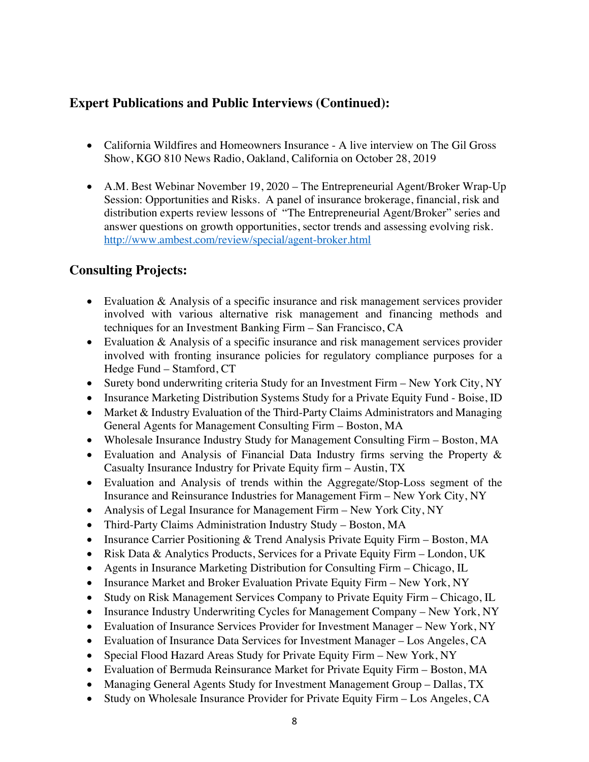## Expert Publications and Public Interviews (Continued):

- California Wildfires and Homeowners Insurance - A live interview on The Gil Gross Show, KGO 810 News Radio, Oakland, California on October 28, 2019

- A.M. Best Webinar November 19, 2020 – The Entrepreneurial Agent/Broker Wrap-Up Session: Opportunities and Risks. A panel of insurance brokerage, financial, risk and distribution experts review lessons of "The Entrepreneurial Agent/Broker" series and answer questions on growth opportunities, sector trends and assessing evolving risk. http://www.ambest.com/review/special/agent-broker.html

## Consulting Projects:

- Evaluation & Analysis of a specific insurance and risk management services provider involved with various alternative risk management and financing methods and techniques for an Investment Banking Firm – San Francisco, CA
- Evaluation & Analysis of a specific insurance and risk management services provider involved with fronting insurance policies for regulatory compliance purposes for a Hedge Fund – Stamford, CT
- Surety bond underwriting criteria Study for an Investment Firm – New York City, NY
- Insurance Marketing Distribution Systems Study for a Private Equity Fund - Boise, ID
- Market & Industry Evaluation of the Third-Party Claims Administrators and Managing General Agents for Management Consulting Firm – Boston, MA
- Wholesale Insurance Industry Study for Management Consulting Firm – Boston, MA
- Evaluation and Analysis of Financial Data Industry firms serving the Property & Casualty Insurance Industry for Private Equity firm – Austin, TX
- Evaluation and Analysis of trends within the Aggregate/Stop-Loss segment of the Insurance and Reinsurance Industries for Management Firm – New York City, NY
- Analysis of Legal Insurance for Management Firm – New York City, NY
- Third-Party Claims Administration Industry Study – Boston, MA
- Insurance Carrier Positioning & Trend Analysis Private Equity Firm – Boston, MA
- Risk Data & Analytics Products, Services for a Private Equity Firm – London, UK
- Agents in Insurance Marketing Distribution for Consulting Firm – Chicago, IL
- Insurance Market and Broker Evaluation Private Equity Firm – New York, NY
- Study on Risk Management Services Company to Private Equity Firm – Chicago, IL
- Insurance Industry Underwriting Cycles for Management Company – New York, NY
- Evaluation of Insurance Services Provider for Investment Manager – New York, NY
- Evaluation of Insurance Data Services for Investment Manager – Los Angeles, CA
- Special Flood Hazard Areas Study for Private Equity Firm – New York, NY
- Evaluation of Bermuda Reinsurance Market for Private Equity Firm – Boston, MA
- Managing General Agents Study for Investment Management Group – Dallas, TX
- Study on Wholesale Insurance Provider for Private Equity Firm – Los Angeles, CA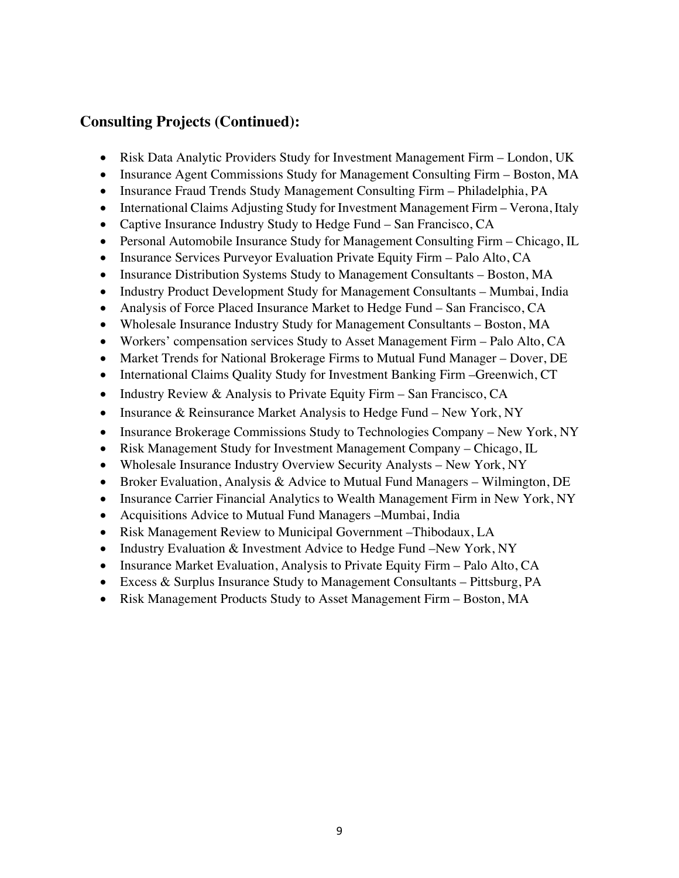## Consulting Projects (Continued):

- Risk Data Analytic Providers Study for Investment Management Firm – London, UK
- Insurance Agent Commissions Study for Management Consulting Firm – Boston, MA
- Insurance Fraud Trends Study Management Consulting Firm – Philadelphia, PA
- International Claims Adjusting Study for Investment Management Firm – Verona, Italy
- Captive Insurance Industry Study to Hedge Fund – San Francisco, CA
- Personal Automobile Insurance Study for Management Consulting Firm – Chicago, IL
- Insurance Services Purveyor Evaluation Private Equity Firm – Palo Alto, CA
- Insurance Distribution Systems Study to Management Consultants – Boston, MA
- Industry Product Development Study for Management Consultants – Mumbai, India
- Analysis of Force Placed Insurance Market to Hedge Fund – San Francisco, CA
- Wholesale Insurance Industry Study for Management Consultants – Boston, MA
- Workers' compensation services Study to Asset Management Firm – Palo Alto, CA
- Market Trends for National Brokerage Firms to Mutual Fund Manager – Dover, DE
- International Claims Quality Study for Investment Banking Firm –Greenwich, CT
- Industry Review & Analysis to Private Equity Firm – San Francisco, CA
- Insurance & Reinsurance Market Analysis to Hedge Fund – New York, NY
- Insurance Brokerage Commissions Study to Technologies Company – New York, NY
- Risk Management Study for Investment Management Company – Chicago, IL
- Wholesale Insurance Industry Overview Security Analysts – New York, NY
- Broker Evaluation, Analysis & Advice to Mutual Fund Managers – Wilmington, DE
- Insurance Carrier Financial Analytics to Wealth Management Firm in New York, NY
- Acquisitions Advice to Mutual Fund Managers –Mumbai, India
- Risk Management Review to Municipal Government –Thibodaux, LA
- Industry Evaluation & Investment Advice to Hedge Fund –New York, NY
- Insurance Market Evaluation, Analysis to Private Equity Firm – Palo Alto, CA
- Excess & Surplus Insurance Study to Management Consultants – Pittsburg, PA
- Risk Management Products Study to Asset Management Firm – Boston, MA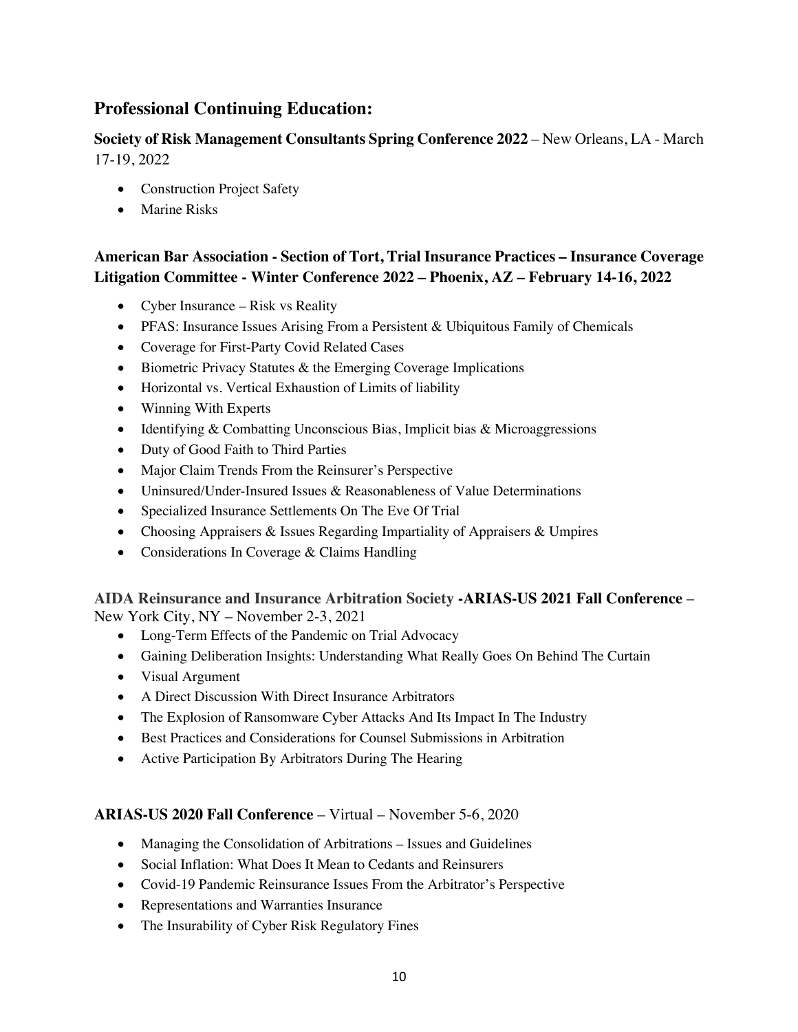## Professional Continuing Education:

**Society of Risk Management Consultants Spring Conference 2022** – New Orleans, LA - March 17-19, 2022

- Construction Project Safety
- Marine Risks

**American Bar Association - Section of Tort, Trial Insurance Practices – Insurance Coverage Litigation Committee - Winter Conference 2022 – Phoenix, AZ – February 14-16, 2022**

- Cyber Insurance – Risk vs Reality
- PFAS: Insurance Issues Arising From a Persistent & Ubiquitous Family of Chemicals
- Coverage for First-Party Covid Related Cases
- Biometric Privacy Statutes & the Emerging Coverage Implications
- Horizontal vs. Vertical Exhaustion of Limits of liability
- Winning With Experts
- Identifying & Combatting Unconscious Bias, Implicit bias & Microaggressions
- Duty of Good Faith to Third Parties
- Major Claim Trends From the Reinsurer's Perspective
- Uninsured/Under-Insured Issues & Reasonableness of Value Determinations
- Specialized Insurance Settlements On The Eve Of Trial
- Choosing Appraisers & Issues Regarding Impartiality of Appraisers & Umpires
- Considerations In Coverage & Claims Handling

**AIDA Reinsurance and Insurance Arbitration Society -ARIAS-US 2021 Fall Conference** – New York City, NY – November 2-3, 2021

- Long-Term Effects of the Pandemic on Trial Advocacy
- Gaining Deliberation Insights: Understanding What Really Goes On Behind The Curtain
- Visual Argument
- A Direct Discussion With Direct Insurance Arbitrators
- The Explosion of Ransomware Cyber Attacks And Its Impact In The Industry
- Best Practices and Considerations for Counsel Submissions in Arbitration
- Active Participation By Arbitrators During The Hearing

**ARIAS-US 2020 Fall Conference** – Virtual – November 5-6, 2020

- Managing the Consolidation of Arbitrations – Issues and Guidelines
- Social Inflation: What Does It Mean to Cedants and Reinsurers
- Covid-19 Pandemic Reinsurance Issues From the Arbitrator's Perspective
- Representations and Warranties Insurance
- The Insurability of Cyber Risk Regulatory Fines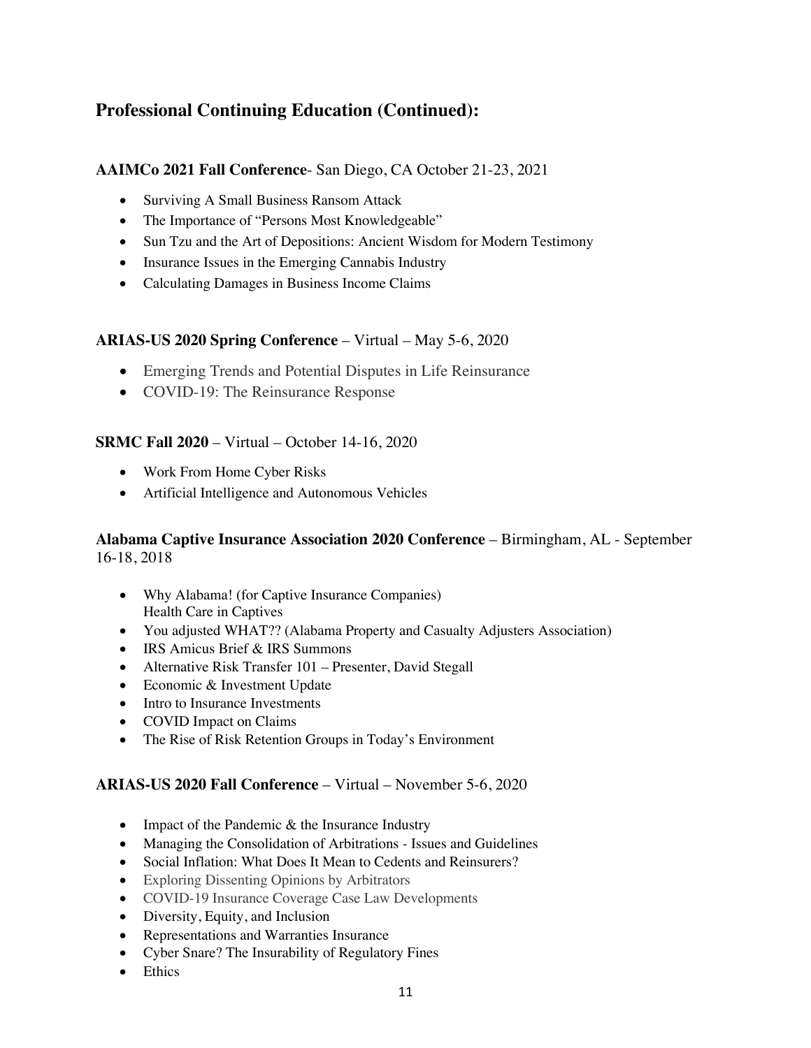## Professional Continuing Education (Continued):

**AAIMCo 2021 Fall Conference**- San Diego, CA October 21-23, 2021

- Surviving A Small Business Ransom Attack
- The Importance of "Persons Most Knowledgeable"
- Sun Tzu and the Art of Depositions: Ancient Wisdom for Modern Testimony
- Insurance Issues in the Emerging Cannabis Industry
- Calculating Damages in Business Income Claims

**ARIAS-US 2020 Spring Conference** – Virtual – May 5-6, 2020

- Emerging Trends and Potential Disputes in Life Reinsurance
- COVID-19: The Reinsurance Response

**SRMC Fall 2020** – Virtual – October 14-16, 2020

- Work From Home Cyber Risks
- Artificial Intelligence and Autonomous Vehicles

**Alabama Captive Insurance Association 2020 Conference** – Birmingham, AL - September 16-18, 2018

- Why Alabama! (for Captive Insurance Companies)
  Health Care in Captives
- You adjusted WHAT?? (Alabama Property and Casualty Adjusters Association)
- IRS Amicus Brief & IRS Summons
- Alternative Risk Transfer 101 – Presenter, David Stegall
- Economic & Investment Update
- Intro to Insurance Investments
- COVID Impact on Claims
- The Rise of Risk Retention Groups in Today's Environment

**ARIAS-US 2020 Fall Conference** – Virtual – November 5-6, 2020

- Impact of the Pandemic & the Insurance Industry
- Managing the Consolidation of Arbitrations - Issues and Guidelines
- Social Inflation: What Does It Mean to Cedents and Reinsurers?
- Exploring Dissenting Opinions by Arbitrators
- COVID-19 Insurance Coverage Case Law Developments
- Diversity, Equity, and Inclusion
- Representations and Warranties Insurance
- Cyber Snare? The Insurability of Regulatory Fines
- Ethics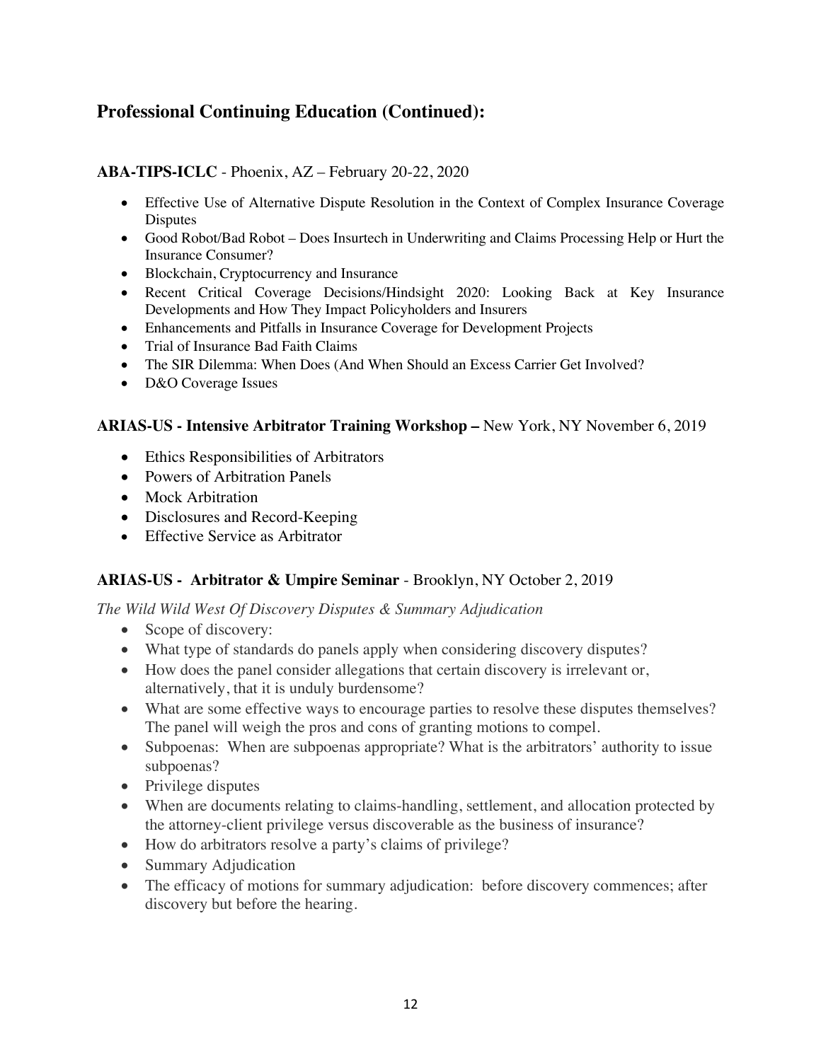## Professional Continuing Education (Continued):

**ABA-TIPS-ICLC** - Phoenix, AZ – February 20-22, 2020

- Effective Use of Alternative Dispute Resolution in the Context of Complex Insurance Coverage Disputes
- Good Robot/Bad Robot – Does Insurtech in Underwriting and Claims Processing Help or Hurt the Insurance Consumer?
- Blockchain, Cryptocurrency and Insurance
- Recent Critical Coverage Decisions/Hindsight 2020: Looking Back at Key Insurance Developments and How They Impact Policyholders and Insurers
- Enhancements and Pitfalls in Insurance Coverage for Development Projects
- Trial of Insurance Bad Faith Claims
- The SIR Dilemma: When Does (And When Should an Excess Carrier Get Involved?
- D&O Coverage Issues

**ARIAS-US - Intensive Arbitrator Training Workshop –** New York, NY November 6, 2019

- Ethics Responsibilities of Arbitrators
- Powers of Arbitration Panels
- Mock Arbitration
- Disclosures and Record-Keeping
- Effective Service as Arbitrator

**ARIAS-US - Arbitrator & Umpire Seminar** - Brooklyn, NY October 2, 2019

*The Wild Wild West Of Discovery Disputes & Summary Adjudication*

- Scope of discovery:
- What type of standards do panels apply when considering discovery disputes?
- How does the panel consider allegations that certain discovery is irrelevant or, alternatively, that it is unduly burdensome?
- What are some effective ways to encourage parties to resolve these disputes themselves? The panel will weigh the pros and cons of granting motions to compel.
- Subpoenas: When are subpoenas appropriate? What is the arbitrators' authority to issue subpoenas?
- Privilege disputes
- When are documents relating to claims-handling, settlement, and allocation protected by the attorney-client privilege versus discoverable as the business of insurance?
- How do arbitrators resolve a party's claims of privilege?
- Summary Adjudication
- The efficacy of motions for summary adjudication: before discovery commences; after discovery but before the hearing.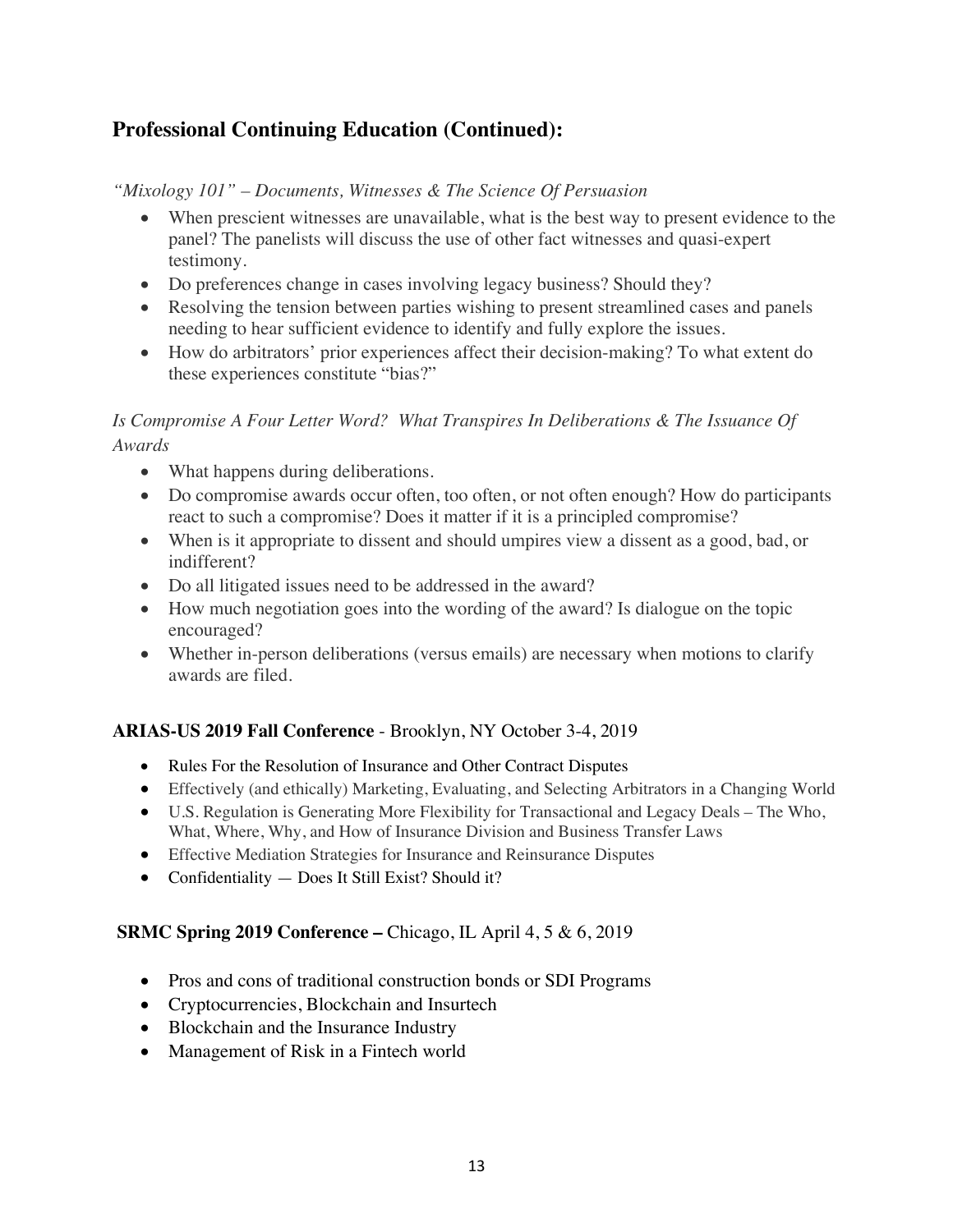## Professional Continuing Education (Continued):

*"Mixology 101" – Documents, Witnesses & The Science Of Persuasion*

- When prescient witnesses are unavailable, what is the best way to present evidence to the panel? The panelists will discuss the use of other fact witnesses and quasi-expert testimony.
- Do preferences change in cases involving legacy business? Should they?
- Resolving the tension between parties wishing to present streamlined cases and panels needing to hear sufficient evidence to identify and fully explore the issues.
- How do arbitrators' prior experiences affect their decision-making? To what extent do these experiences constitute "bias?"

*Is Compromise A Four Letter Word? What Transpires In Deliberations & The Issuance Of Awards*

- What happens during deliberations.
- Do compromise awards occur often, too often, or not often enough? How do participants react to such a compromise? Does it matter if it is a principled compromise?
- When is it appropriate to dissent and should umpires view a dissent as a good, bad, or indifferent?
- Do all litigated issues need to be addressed in the award?
- How much negotiation goes into the wording of the award? Is dialogue on the topic encouraged?
- Whether in-person deliberations (versus emails) are necessary when motions to clarify awards are filed.

**ARIAS-US 2019 Fall Conference** - Brooklyn, NY October 3-4, 2019

- Rules For the Resolution of Insurance and Other Contract Disputes
- Effectively (and ethically) Marketing, Evaluating, and Selecting Arbitrators in a Changing World
- U.S. Regulation is Generating More Flexibility for Transactional and Legacy Deals – The Who, What, Where, Why, and How of Insurance Division and Business Transfer Laws
- Effective Mediation Strategies for Insurance and Reinsurance Disputes
- Confidentiality — Does It Still Exist? Should it?

**SRMC Spring 2019 Conference –** Chicago, IL April 4, 5 & 6, 2019

- Pros and cons of traditional construction bonds or SDI Programs
- Cryptocurrencies, Blockchain and Insurtech
- Blockchain and the Insurance Industry
- Management of Risk in a Fintech world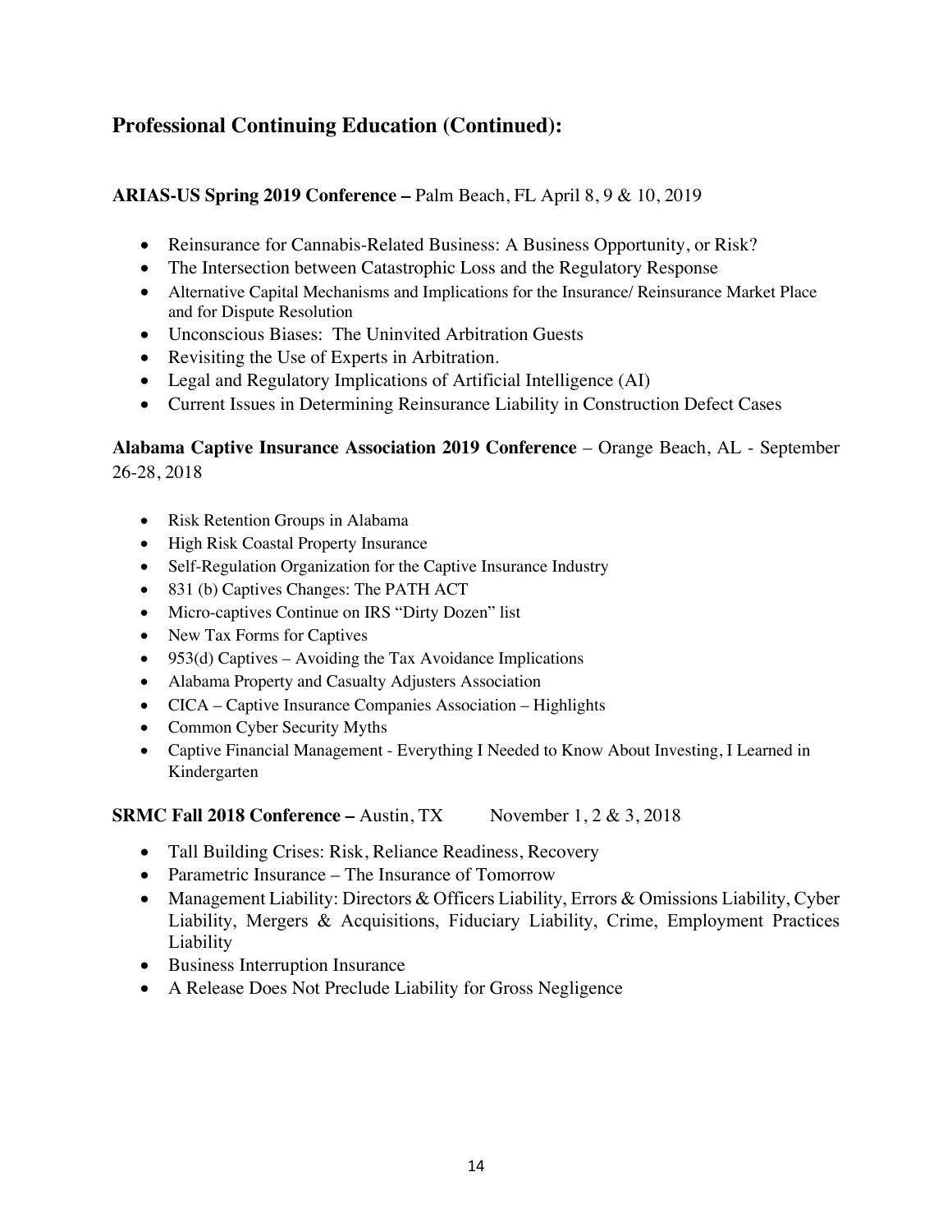## Professional Continuing Education (Continued):

**ARIAS-US Spring 2019 Conference –** Palm Beach, FL April 8, 9 & 10, 2019

- Reinsurance for Cannabis-Related Business: A Business Opportunity, or Risk?
- The Intersection between Catastrophic Loss and the Regulatory Response
- Alternative Capital Mechanisms and Implications for the Insurance/ Reinsurance Market Place and for Dispute Resolution
- Unconscious Biases: The Uninvited Arbitration Guests
- Revisiting the Use of Experts in Arbitration.
- Legal and Regulatory Implications of Artificial Intelligence (AI)
- Current Issues in Determining Reinsurance Liability in Construction Defect Cases

**Alabama Captive Insurance Association 2019 Conference** – Orange Beach, AL - September 26-28, 2018

- Risk Retention Groups in Alabama
- High Risk Coastal Property Insurance
- Self-Regulation Organization for the Captive Insurance Industry
- 831 (b) Captives Changes: The PATH ACT
- Micro-captives Continue on IRS "Dirty Dozen" list
- New Tax Forms for Captives
- 953(d) Captives – Avoiding the Tax Avoidance Implications
- Alabama Property and Casualty Adjusters Association
- CICA – Captive Insurance Companies Association – Highlights
- Common Cyber Security Myths
- Captive Financial Management - Everything I Needed to Know About Investing, I Learned in Kindergarten

**SRMC Fall 2018 Conference –** Austin, TX November 1, 2 & 3, 2018

- Tall Building Crises: Risk, Reliance Readiness, Recovery
- Parametric Insurance – The Insurance of Tomorrow
- Management Liability: Directors & Officers Liability, Errors & Omissions Liability, Cyber Liability, Mergers & Acquisitions, Fiduciary Liability, Crime, Employment Practices Liability
- Business Interruption Insurance
- A Release Does Not Preclude Liability for Gross Negligence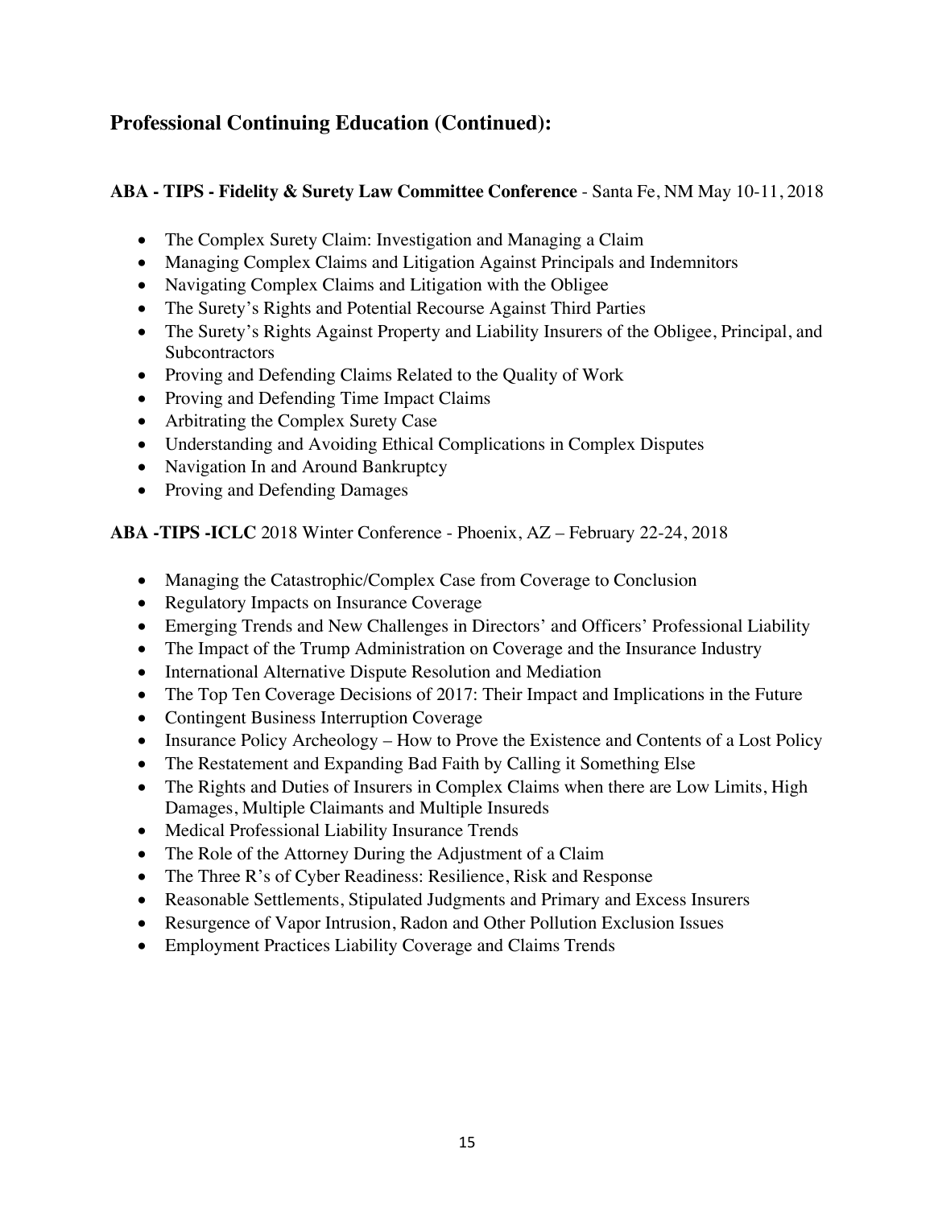## Professional Continuing Education (Continued):

**ABA - TIPS - Fidelity & Surety Law Committee Conference** - Santa Fe, NM May 10-11, 2018

- The Complex Surety Claim: Investigation and Managing a Claim
- Managing Complex Claims and Litigation Against Principals and Indemnitors
- Navigating Complex Claims and Litigation with the Obligee
- The Surety's Rights and Potential Recourse Against Third Parties
- The Surety's Rights Against Property and Liability Insurers of the Obligee, Principal, and Subcontractors
- Proving and Defending Claims Related to the Quality of Work
- Proving and Defending Time Impact Claims
- Arbitrating the Complex Surety Case
- Understanding and Avoiding Ethical Complications in Complex Disputes
- Navigation In and Around Bankruptcy
- Proving and Defending Damages

**ABA -TIPS -ICLC** 2018 Winter Conference - Phoenix, AZ – February 22-24, 2018

- Managing the Catastrophic/Complex Case from Coverage to Conclusion
- Regulatory Impacts on Insurance Coverage
- Emerging Trends and New Challenges in Directors' and Officers' Professional Liability
- The Impact of the Trump Administration on Coverage and the Insurance Industry
- International Alternative Dispute Resolution and Mediation
- The Top Ten Coverage Decisions of 2017: Their Impact and Implications in the Future
- Contingent Business Interruption Coverage
- Insurance Policy Archeology – How to Prove the Existence and Contents of a Lost Policy
- The Restatement and Expanding Bad Faith by Calling it Something Else
- The Rights and Duties of Insurers in Complex Claims when there are Low Limits, High Damages, Multiple Claimants and Multiple Insureds
- Medical Professional Liability Insurance Trends
- The Role of the Attorney During the Adjustment of a Claim
- The Three R's of Cyber Readiness: Resilience, Risk and Response
- Reasonable Settlements, Stipulated Judgments and Primary and Excess Insurers
- Resurgence of Vapor Intrusion, Radon and Other Pollution Exclusion Issues
- Employment Practices Liability Coverage and Claims Trends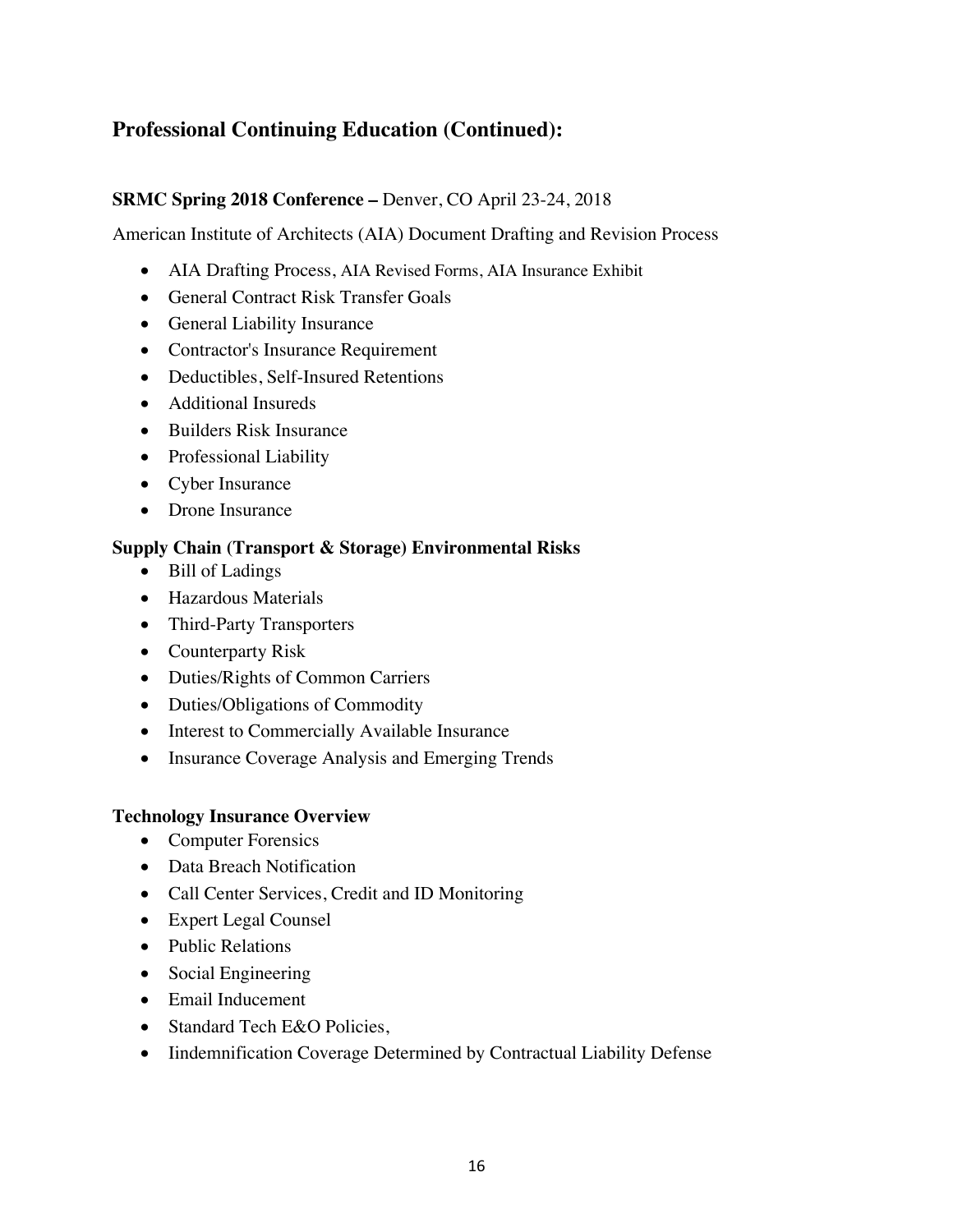## Professional Continuing Education (Continued):

**SRMC Spring 2018 Conference –** Denver, CO April 23-24, 2018

American Institute of Architects (AIA) Document Drafting and Revision Process

- AIA Drafting Process, AIA Revised Forms, AIA Insurance Exhibit
- General Contract Risk Transfer Goals
- General Liability Insurance
- Contractor's Insurance Requirement
- Deductibles, Self-Insured Retentions
- Additional Insureds
- Builders Risk Insurance
- Professional Liability
- Cyber Insurance
- Drone Insurance

**Supply Chain (Transport & Storage) Environmental Risks**

- Bill of Ladings
- Hazardous Materials
- Third-Party Transporters
- Counterparty Risk
- Duties/Rights of Common Carriers
- Duties/Obligations of Commodity
- Interest to Commercially Available Insurance
- Insurance Coverage Analysis and Emerging Trends

**Technology Insurance Overview**

- Computer Forensics
- Data Breach Notification
- Call Center Services, Credit and ID Monitoring
- Expert Legal Counsel
- Public Relations
- Social Engineering
- Email Inducement
- Standard Tech E&O Policies,
- Iindemnification Coverage Determined by Contractual Liability Defense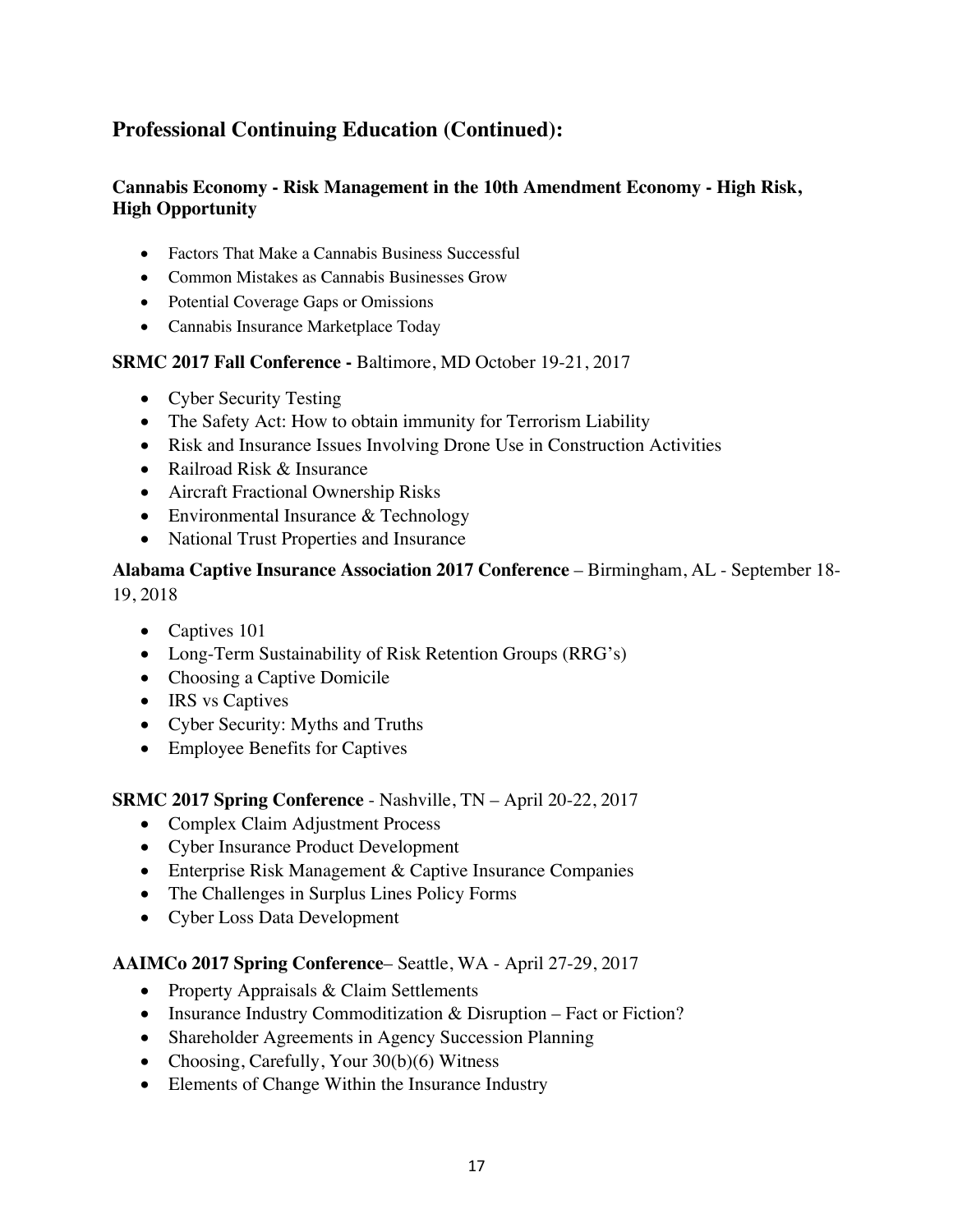## Professional Continuing Education (Continued):

**Cannabis Economy - Risk Management in the 10th Amendment Economy - High Risk, High Opportunity**

- Factors That Make a Cannabis Business Successful
- Common Mistakes as Cannabis Businesses Grow
- Potential Coverage Gaps or Omissions
- Cannabis Insurance Marketplace Today

**SRMC 2017 Fall Conference -** Baltimore, MD October 19-21, 2017

- Cyber Security Testing
- The Safety Act: How to obtain immunity for Terrorism Liability
- Risk and Insurance Issues Involving Drone Use in Construction Activities
- Railroad Risk & Insurance
- Aircraft Fractional Ownership Risks
- Environmental Insurance & Technology
- National Trust Properties and Insurance

**Alabama Captive Insurance Association 2017 Conference** – Birmingham, AL - September 18-19, 2018

- Captives 101
- Long-Term Sustainability of Risk Retention Groups (RRG's)
- Choosing a Captive Domicile
- IRS vs Captives
- Cyber Security: Myths and Truths
- Employee Benefits for Captives

**SRMC 2017 Spring Conference** - Nashville, TN – April 20-22, 2017

- Complex Claim Adjustment Process
- Cyber Insurance Product Development
- Enterprise Risk Management & Captive Insurance Companies
- The Challenges in Surplus Lines Policy Forms
- Cyber Loss Data Development

**AAIMCo 2017 Spring Conference**– Seattle, WA - April 27-29, 2017

- Property Appraisals & Claim Settlements
- Insurance Industry Commoditization & Disruption – Fact or Fiction?
- Shareholder Agreements in Agency Succession Planning
- Choosing, Carefully, Your 30(b)(6) Witness
- Elements of Change Within the Insurance Industry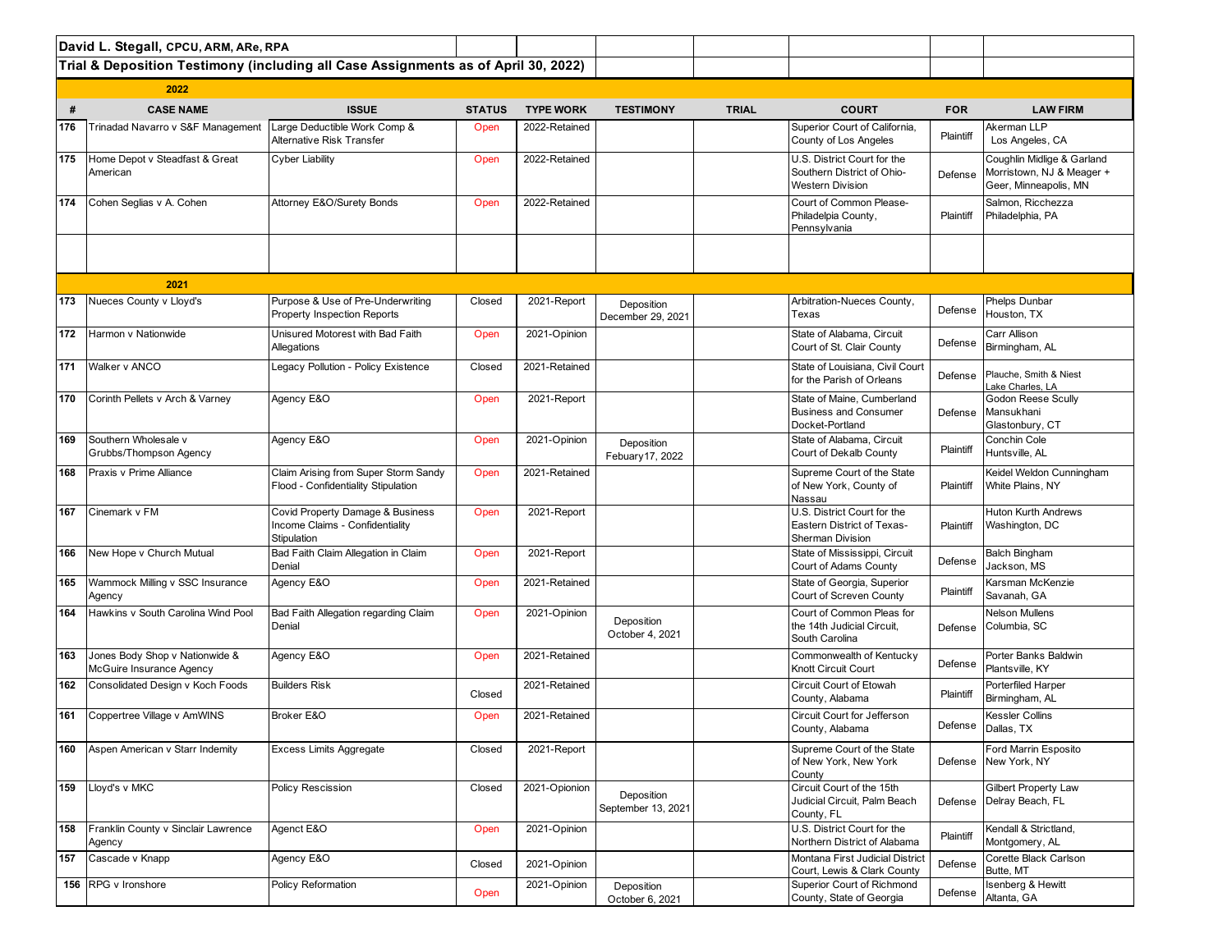**David L. Stegall, CPCU, ARM, ARe, RPA**

**Trial & Deposition Testimony (including all Case Assignments as of April 30, 2022)**

| # | CASE NAME | ISSUE | STATUS | TYPE WORK | TESTIMONY | TRIAL | COURT | FOR | LAW FIRM |
|---|---|---|---|---|---|---|---|---|---|
| | **2022** | | | | | | | | |
| 176 | Trinadad Navarro v S&F Management | Large Deductible Work Comp & Alternative Risk Transfer | Open | 2022-Retained | | | Superior Court of California, County of Los Angeles | Plaintiff | Akerman LLP Los Angeles, CA |
| 175 | Home Depot v Steadfast & Great American | Cyber Liability | Open | 2022-Retained | | | U.S. District Court for the Southern District of Ohio-Western Division | Defense | Coughlin Midlige & Garland Morristown, NJ & Meager + Geer, Minneapolis, MN |
| 174 | Cohen Seglias v A. Cohen | Attorney E&O/Surety Bonds | Open | 2022-Retained | | | Court of Common Please-Philadelpia County, Pennsylvania | Plaintiff | Salmon, Ricchezza Philadelphia, PA |
| | **2021** | | | | | | | | |
| 173 | Nueces County v Lloyd's | Purpose & Use of Pre-Underwriting Property Inspection Reports | Closed | 2021-Report | Deposition December 29, 2021 | | Arbitration-Nueces County, Texas | Defense | Phelps Dunbar Houston, TX |
| 172 | Harmon v Nationwide | Unisured Motorest with Bad Faith Allegations | Open | 2021-Opinion | | | State of Alabama, Circuit Court of St. Clair County | Defense | Carr Allison Birmingham, AL |
| 171 | Walker v ANCO | Legacy Pollution - Policy Existence | Closed | 2021-Retained | | | State of Louisiana, Civil Court for the Parish of Orleans | Defense | Plauche, Smith & Niest Lake Charles, LA |
| 170 | Corinth Pellets v Arch & Varney | Agency E&O | Open | 2021-Report | | | State of Maine, Cumberland Business and Consumer Docket-Portland | Defense | Godon Reese Scully Mansukhani Glastonbury, CT |
| 169 | Southern Wholesale v Grubbs/Thompson Agency | Agency E&O | Open | 2021-Opinion | Deposition Febuary17, 2022 | | State of Alabama, Circuit Court of Dekalb County | Plaintiff | Conchin Cole Huntsville, AL |
| 168 | Praxis v Prime Alliance | Claim Arising from Super Storm Sandy Flood - Confidentiality Stipulation | Open | 2021-Retained | | | Supreme Court of the State of New York, County of Nassau | Plaintiff | Keidel Weldon Cunningham White Plains, NY |
| 167 | Cinemark v FM | Covid Property Damage & Business Income Claims - Confidentiality Stipulation | Open | 2021-Report | | | U.S. District Court for the Eastern District of Texas-Sherman Division | Plaintiff | Huton Kurth Andrews Washington, DC |
| 166 | New Hope v Church Mutual | Bad Faith Claim Allegation in Claim Denial | Open | 2021-Report | | | State of Mississippi, Circuit Court of Adams County | Defense | Balch Bingham Jackson, MS |
| 165 | Wammock Milling v SSC Insurance Agency | Agency E&O | Open | 2021-Retained | | | State of Georgia, Superior Court of Screven County | Plaintiff | Karsman McKenzie Savanah, GA |
| 164 | Hawkins v South Carolina Wind Pool | Bad Faith Allegation regarding Claim Denial | Open | 2021-Opinion | Deposition October 4, 2021 | | Court of Common Pleas for the 14th Judicial Circuit, South Carolina | Defense | Nelson Mullens Columbia, SC |
| 163 | Jones Body Shop v Nationwide & McGuire Insurance Agency | Agency E&O | Open | 2021-Retained | | | Commonwealth of Kentucky Knott Circuit Court | Defense | Porter Banks Baldwin Plantsville, KY |
| 162 | Consolidated Design v Koch Foods | Builders Risk | Closed | 2021-Retained | | | Circuit Court of Etowah County, Alabama | Plaintiff | Porterfiled Harper Birmingham, AL |
| 161 | Coppertree Village v AmWINS | Broker E&O | Open | 2021-Retained | | | Circuit Court for Jefferson County, Alabama | Defense | Kessler Collins Dallas, TX |
| 160 | Aspen American v Starr Indemity | Excess Limits Aggregate | Closed | 2021-Report | | | Supreme Court of the State of New York, New York County | Defense | Ford Marrin Esposito New York, NY |
| 159 | Lloyd's v MKC | Policy Rescission | Closed | 2021-Opionion | Deposition September 13, 2021 | | Circuit Court of the 15th Judicial Circuit, Palm Beach County, FL | Defense | Gilbert Property Law Delray Beach, FL |
| 158 | Franklin County v Sinclair Lawrence Agency | Agenct E&O | Open | 2021-Opinion | | | U.S. District Court for the Northern District of Alabama | Plaintiff | Kendall & Strictland, Montgomery, AL |
| 157 | Cascade v Knapp | Agency E&O | Closed | 2021-Opinion | | | Montana First Judicial District Court, Lewis & Clark County | Defense | Corette Black Carlson Butte, MT |
| 156 | RPG v Ironshore | Policy Reformation | Open | 2021-Opinion | Deposition October 6, 2021 | | Superior Court of Richmond County, State of Georgia | Defense | Isenberg & Hewitt Altanta, GA |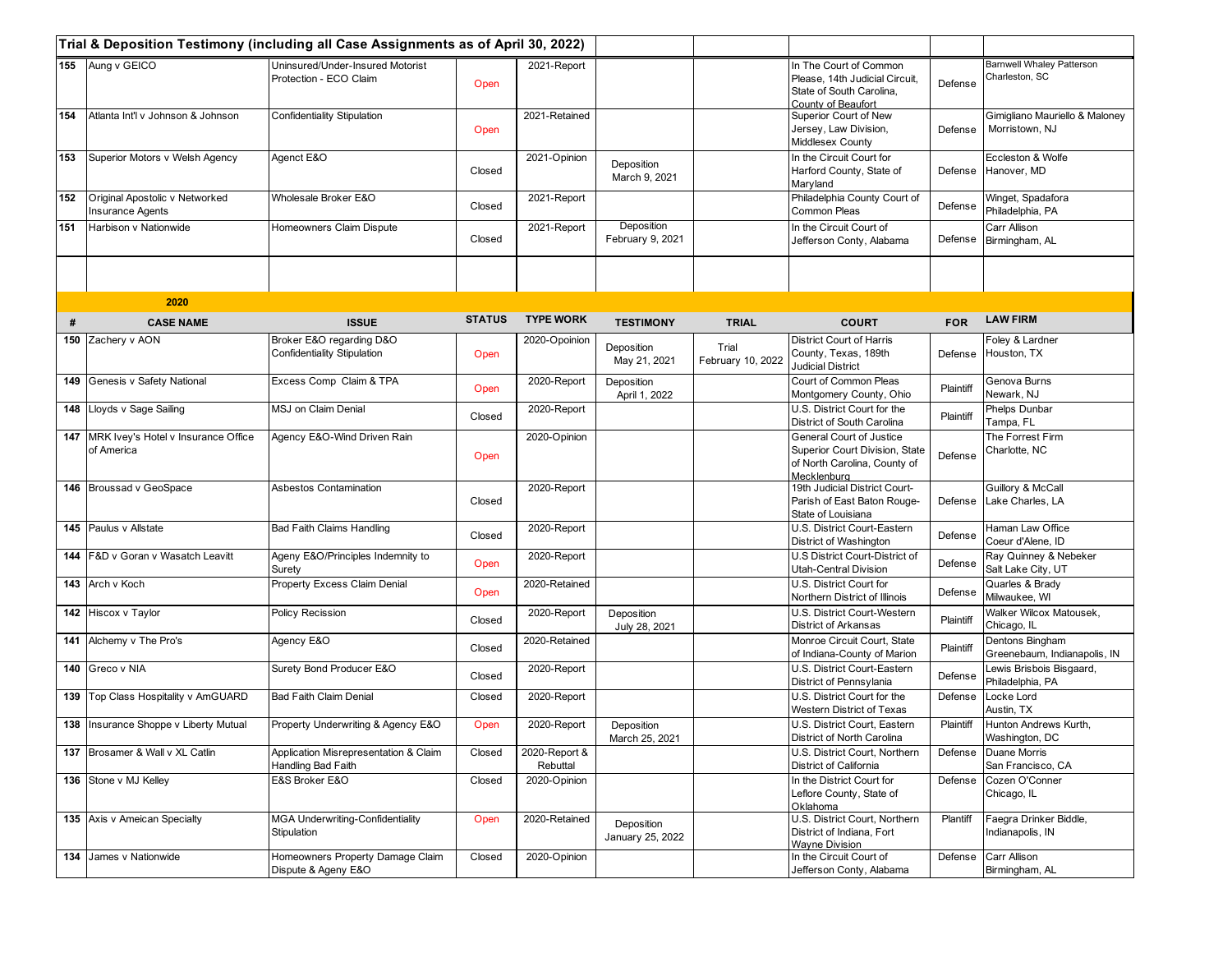## Trial & Deposition Testimony (including all Case Assignments as of April 30, 2022)

| # | CASE NAME | ISSUE | STATUS | TYPE WORK | TESTIMONY | TRIAL | COURT | FOR | LAW FIRM |
|---|---|---|---|---|---|---|---|---|---|
| 155 | Aung v GEICO | Uninsured/Under-Insured Motorist Protection - ECO Claim | Open | 2021-Report | | | In The Court of Common Please, 14th Judicial Circuit, State of South Carolina, County of Beaufort | Defense | Barnwell Whaley Patterson Charleston, SC |
| 154 | Atlanta Int'l v Johnson & Johnson | Confidentiality Stipulation | Open | 2021-Retained | | | Superior Court of New Jersey, Law Division, Middlesex County | Defense | Gimigliano Mauriello & Maloney Morristown, NJ |
| 153 | Superior Motors v Welsh Agency | Agenct E&O | Closed | 2021-Opinion | Deposition March 9, 2021 | | In the Circuit Court for Harford County, State of Maryland | Defense | Eccleston & Wolfe Hanover, MD |
| 152 | Original Apostolic v Networked Insurance Agents | Wholesale Broker E&O | Closed | 2021-Report | | | Philadelphia County Court of Common Pleas | Defense | Winget, Spadafora Philadelphia, PA |
| 151 | Harbison v Nationwide | Homeowners Claim Dispute | Closed | 2021-Report | Deposition February 9, 2021 | | In the Circuit Court of Jefferson Conty, Alabama | Defense | Carr Allison Birmingham, AL |

### 2020

| # | CASE NAME | ISSUE | STATUS | TYPE WORK | TESTIMONY | TRIAL | COURT | FOR | LAW FIRM |
|---|---|---|---|---|---|---|---|---|---|
| 150 | Zachery v AON | Broker E&O regarding D&O Confidentiality Stipulation | Open | 2020-Opoinion | Deposition May 21, 2021 | Trial February 10, 2022 | District Court of Harris County, Texas, 189th Judicial District | Defense | Foley & Lardner Houston, TX |
| 149 | Genesis v Safety National | Excess Comp Claim & TPA | Open | 2020-Report | Deposition April 1, 2022 | | Court of Common Pleas Montgomery County, Ohio | Plaintiff | Genova Burns Newark, NJ |
| 148 | Lloyds v Sage Sailing | MSJ on Claim Denial | Closed | 2020-Report | | | U.S. District Court for the District of South Carolina | Plaintiff | Phelps Dunbar Tampa, FL |
| 147 | MRK Ivey's Hotel v Insurance Office of America | Agency E&O-Wind Driven Rain | Open | 2020-Opinion | | | General Court of Justice Superior Court Division, State of North Carolina, County of Mecklenburg | Defense | The Forrest Firm Charlotte, NC |
| 146 | Broussad v GeoSpace | Asbestos Contamination | Closed | 2020-Report | | | 19th Judicial District Court-Parish of East Baton Rouge-State of Louisiana | Defense | Guillory & McCall Lake Charles, LA |
| 145 | Paulus v Allstate | Bad Faith Claims Handling | Closed | 2020-Report | | | U.S. District Court-Eastern District of Washington | Defense | Haman Law Office Coeur d'Alene, ID |
| 144 | F&D v Goran v Wasatch Leavitt | Ageny E&O/Principles Indemnity to Surety | Open | 2020-Report | | | U.S District Court-District of Utah-Central Division | Defense | Ray Quinney & Nebeker Salt Lake City, UT |
| 143 | Arch v Koch | Property Excess Claim Denial | Open | 2020-Retained | | | U.S. District Court for Northern District of Illinois | Defense | Quarles & Brady Milwaukee, WI |
| 142 | Hiscox v Taylor | Policy Recission | Closed | 2020-Report | Deposition July 28, 2021 | | U.S. District Court-Western District of Arkansas | Plaintiff | Walker Wilcox Matousek, Chicago, IL |
| 141 | Alchemy v The Pro's | Agency E&O | Closed | 2020-Retained | | | Monroe Circuit Court, State of Indiana-County of Marion | Plaintiff | Dentons Bingham Greenebaum, Indianapolis, IN |
| 140 | Greco v NIA | Surety Bond Producer E&O | Closed | 2020-Report | | | U.S. District Court-Eastern District of Pennsylania | Defense | Lewis Brisbois Bisgaard, Philadelphia, PA |
| 139 | Top Class Hospitality v AmGUARD | Bad Faith Claim Denial | Closed | 2020-Report | | | U.S. District Court for the Western District of Texas | Defense | Locke Lord Austin, TX |
| 138 | Insurance Shoppe v Liberty Mutual | Property Underwriting & Agency E&O | Open | 2020-Report | Deposition March 25, 2021 | | U.S. District Court, Eastern District of North Carolina | Plaintiff | Hunton Andrews Kurth, Washington, DC |
| 137 | Brosamer & Wall v XL Catlin | Application Misrepresentation & Claim Handling Bad Faith | Closed | 2020-Report & Rebuttal | | | U.S. District Court, Northern District of California | Defense | Duane Morris San Francisco, CA |
| 136 | Stone v MJ Kelley | E&S Broker E&O | Closed | 2020-Opinion | | | In the District Court for Leflore County, State of Oklahoma | Defense | Cozen O'Conner Chicago, IL |
| 135 | Axis v Ameican Specialty | MGA Underwriting-Confidentiality Stipulation | Open | 2020-Retained | Deposition January 25, 2022 | | U.S. District Court, Northern District of Indiana, Fort Wayne Division | Plantiff | Faegra Drinker Biddle, Indianapolis, IN |
| 134 | James v Nationwide | Homeowners Property Damage Claim Dispute & Ageny E&O | Closed | 2020-Opinion | | | In the Circuit Court of Jefferson Conty, Alabama | Defense | Carr Allison Birmingham, AL |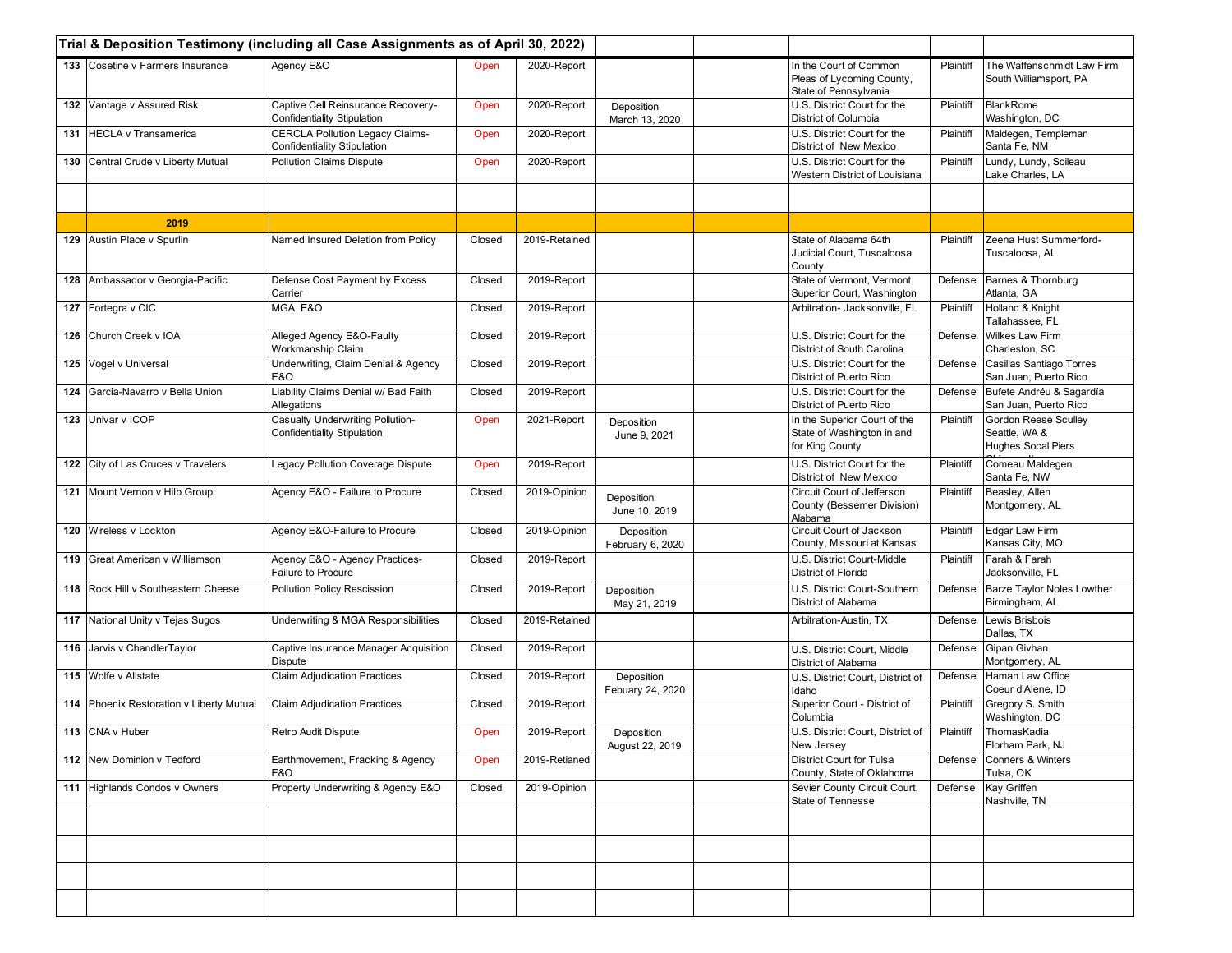| Trial & Deposition Testimony (including all Case Assignments as of April 30, 2022) | | | | | | | | | |
|---|---|---|---|---|---|---|---|---|---|
| 133 | Cosetine v Farmers Insurance | Agency E&O | Open | 2020-Report | | | In the Court of Common Pleas of Lycoming County, State of Pennsylvania | Plaintiff | The Waffenschmidt Law Firm South Williamsport, PA |
| 132 | Vantage v Assured Risk | Captive Cell Reinsurance Recovery-Confidentiality Stipulation | Open | 2020-Report | Deposition March 13, 2020 | | U.S. District Court for the District of Columbia | Plaintiff | BlankRome Washington, DC |
| 131 | HECLA v Transamerica | CERCLA Pollution Legacy Claims-Confidentiality Stipulation | Open | 2020-Report | | | U.S. District Court for the District of New Mexico | Plaintiff | Maldegen, Templeman Santa Fe, NM |
| 130 | Central Crude v Liberty Mutual | Pollution Claims Dispute | Open | 2020-Report | | | U.S. District Court for the Western District of Louisiana | Plaintiff | Lundy, Lundy, Soileau Lake Charles, LA |
| | | | | | | | | | |
| | **2019** | | | | | | | | |
| 129 | Austin Place v Spurlin | Named Insured Deletion from Policy | Closed | 2019-Retained | | | State of Alabama 64th Judicial Court, Tuscaloosa County | Plaintiff | Zeena Hust Summerford-Tuscaloosa, AL |
| 128 | Ambassador v Georgia-Pacific | Defense Cost Payment by Excess Carrier | Closed | 2019-Report | | | State of Vermont, Vermont Superior Court, Washington | Defense | Barnes & Thornburg Atlanta, GA |
| 127 | Fortegra v CIC | MGA E&O | Closed | 2019-Report | | | Arbitration- Jacksonville, FL | Plaintiff | Holland & Knight Tallahassee, FL |
| 126 | Church Creek v IOA | Alleged Agency E&O-Faulty Workmanship Claim | Closed | 2019-Report | | | U.S. District Court for the District of South Carolina | Defense | Wilkes Law Firm Charleston, SC |
| 125 | Vogel v Universal | Underwriting, Claim Denial & Agency E&O | Closed | 2019-Report | | | U.S. District Court for the District of Puerto Rico | Defense | Casillas Santiago Torres San Juan, Puerto Rico |
| 124 | Garcia-Navarro v Bella Union | Liability Claims Denial w/ Bad Faith Allegations | Closed | 2019-Report | | | U.S. District Court for the District of Puerto Rico | Defense | Bufete Andréu & Sagardía San Juan, Puerto Rico |
| 123 | Univar v ICOP | Casualty Underwriting Pollution-Confidentiality Stipulation | Open | 2021-Report | Deposition June 9, 2021 | | In the Superior Court of the State of Washington in and for King County | Plaintiff | Gordon Reese Sculley Seattle, WA & Hughes Socal Piers |
| 122 | City of Las Cruces v Travelers | Legacy Pollution Coverage Dispute | Open | 2019-Report | | | U.S. District Court for the District of New Mexico | Plaintiff | Comeau Maldegen Santa Fe, NW |
| 121 | Mount Vernon v Hilb Group | Agency E&O - Failure to Procure | Closed | 2019-Opinion | Deposition June 10, 2019 | | Circuit Court of Jefferson County (Bessemer Division) Alabama | Plaintiff | Beasley, Allen Montgomery, AL |
| 120 | Wireless v Lockton | Agency E&O-Failure to Procure | Closed | 2019-Opinion | Deposition February 6, 2020 | | Circuit Court of Jackson County, Missouri at Kansas | Plaintiff | Edgar Law Firm Kansas City, MO |
| 119 | Great American v Williamson | Agency E&O - Agency Practices-Failure to Procure | Closed | 2019-Report | | | U.S. District Court-Middle District of Florida | Plaintiff | Farah & Farah Jacksonville, FL |
| 118 | Rock Hill v Southeastern Cheese | Pollution Policy Rescission | Closed | 2019-Report | Deposition May 21, 2019 | | U.S. District Court-Southern District of Alabama | Defense | Barze Taylor Noles Lowther Birmingham, AL |
| 117 | National Unity v Tejas Sugos | Underwriting & MGA Responsibilities | Closed | 2019-Retained | | | Arbitration-Austin, TX | Defense | Lewis Brisbois Dallas, TX |
| 116 | Jarvis v ChandlerTaylor | Captive Insurance Manager Acquisition Dispute | Closed | 2019-Report | | | U.S. District Court, Middle District of Alabama | Defense | Gipan Givhan Montgomery, AL |
| 115 | Wolfe v Allstate | Claim Adjudication Practices | Closed | 2019-Report | Deposition Febuary 24, 2020 | | U.S. District Court, District of Idaho | Defense | Haman Law Office Coeur d'Alene, ID |
| 114 | Phoenix Restoration v Liberty Mutual | Claim Adjudication Practices | Closed | 2019-Report | | | Superior Court - District of Columbia | Plaintiff | Gregory S. Smith Washington, DC |
| 113 | CNA v Huber | Retro Audit Dispute | Open | 2019-Report | Deposition August 22, 2019 | | U.S. District Court, District of New Jersey | Plaintiff | ThomasKadia Florham Park, NJ |
| 112 | New Dominion v Tedford | Earthmovement, Fracking & Agency E&O | Open | 2019-Retianed | | | District Court for Tulsa County, State of Oklahoma | Defense | Conners & Winters Tulsa, OK |
| 111 | Highlands Condos v Owners | Property Underwriting & Agency E&O | Closed | 2019-Opinion | | | Sevier County Circuit Court, State of Tennesse | Defense | Kay Griffen Nashville, TN |
| | | | | | | | | | |
| | | | | | | | | | |
| | | | | | | | | | |
| | | | | | | | | | |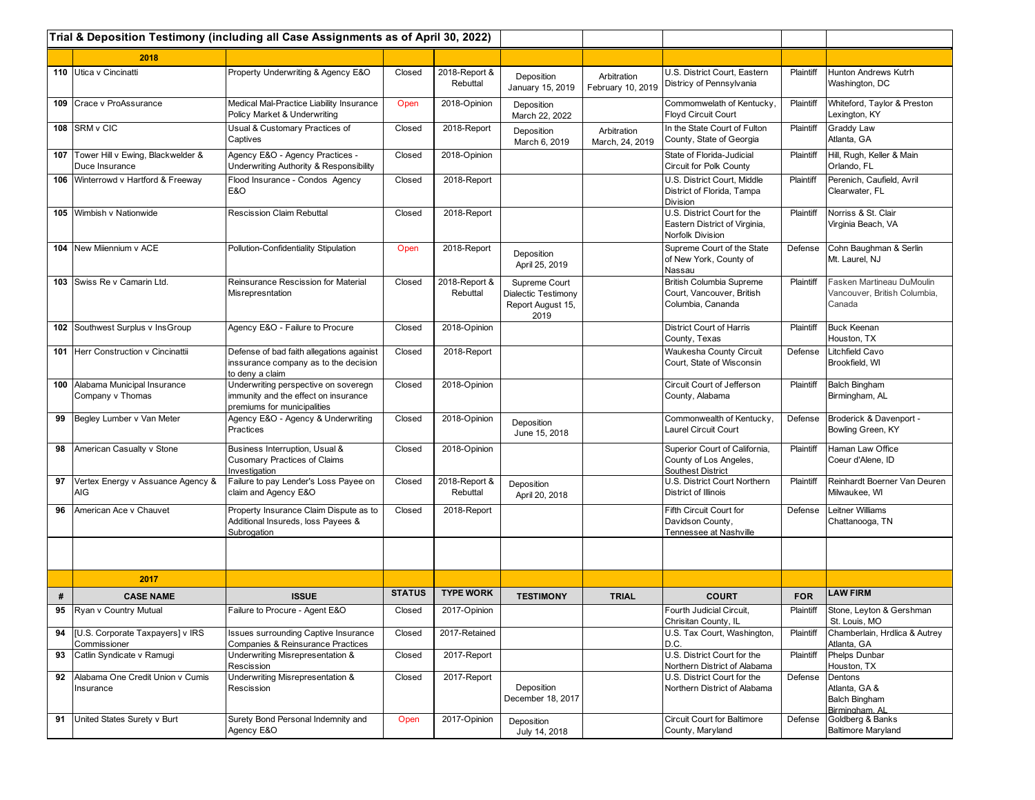## Trial & Deposition Testimony (including all Case Assignments as of April 30, 2022)

| # | CASE NAME | ISSUE | STATUS | TYPE WORK | TESTIMONY | TRIAL | COURT | FOR | LAW FIRM |
|---|---|---|---|---|---|---|---|---|---|
| | **2018** | | | | | | | | |
| 110 | Utica v Cincinatti | Property Underwriting & Agency E&O | Closed | 2018-Report & Rebuttal | Deposition January 15, 2019 | Arbitration February 10, 2019 | U.S. District Court, Eastern Districy of Pennsylvania | Plaintiff | Hunton Andrews Kutrh Washington, DC |
| 109 | Crace v ProAssurance | Medical Mal-Practice Liability Insurance Policy Market & Underwriting | Open | 2018-Opinion | Deposition March 22, 2022 | | Commomwelath of Kentucky, Floyd Circuit Court | Plaintiff | Whiteford, Taylor & Preston Lexington, KY |
| 108 | SRM v CIC | Usual & Customary Practices of Captives | Closed | 2018-Report | Deposition March 6, 2019 | Arbitration March, 24, 2019 | In the State Court of Fulton County, State of Georgia | Plaintiff | Graddy Law Atlanta, GA |
| 107 | Tower Hill v Ewing, Blackwelder & Duce Insurance | Agency E&O - Agency Practices - Underwriting Authority & Responsibility | Closed | 2018-Opinion | | | State of Florida-Judicial Circuit for Polk County | Plaintiff | Hill, Rugh, Keller & Main Orlando, FL |
| 106 | Winterrowd v Hartford & Freeway | Flood Insurance - Condos Agency E&O | Closed | 2018-Report | | | U.S. District Court, Middle District of Florida, Tampa Division | Plaintiff | Perenich, Caufield, Avril Clearwater, FL |
| 105 | Wimbish v Nationwide | Rescission Claim Rebuttal | Closed | 2018-Report | | | U.S. District Court for the Eastern District of Virginia, Norfolk Division | Plaintiff | Norriss & St. Clair Virginia Beach, VA |
| 104 | New Miiennium v ACE | Pollution-Confidentiality Stipulation | Open | 2018-Report | Deposition April 25, 2019 | | Supreme Court of the State of New York, County of Nassau | Defense | Cohn Baughman & Serlin Mt. Laurel, NJ |
| 103 | Swiss Re v Camarin Ltd. | Reinsurance Rescission for Material Misrepresntation | Closed | 2018-Report & Rebuttal | Supreme Court Dialectic Testimony Report August 15, 2019 | | British Columbia Supreme Court, Vancouver, British Columbia, Cananda | Plaintiff | Fasken Martineau DuMoulin Vancouver, British Columbia, Canada |
| 102 | Southwest Surplus v InsGroup | Agency E&O - Failure to Procure | Closed | 2018-Opinion | | | District Court of Harris County, Texas | Plaintiff | Buck Keenan Houston, TX |
| 101 | Herr Construction v Cincinattii | Defense of bad faith allegations againist inssurance company as to the decision to deny a claim | Closed | 2018-Report | | | Waukesha County Circuit Court, State of Wisconsin | Defense | Litchfield Cavo Brookfield, WI |
| 100 | Alabama Municipal Insurance Company v Thomas | Underwriting perspective on soveregn immunity and the effect on insurance premiums for municipalities | Closed | 2018-Opinion | | | Circuit Court of Jefferson County, Alabama | Plaintiff | Balch Bingham Birmingham, AL |
| 99 | Begley Lumber v Van Meter | Agency E&O - Agency & Underwriting Practices | Closed | 2018-Opinion | Deposition June 15, 2018 | | Commonwealth of Kentucky, Laurel Circuit Court | Defense | Broderick & Davenport - Bowling Green, KY |
| 98 | American Casualty v Stone | Business Interruption, Usual & Cusomary Practices of Claims Investigation | Closed | 2018-Opinion | | | Superior Court of California, County of Los Angeles, Southest District | Plaintiff | Haman Law Office Coeur d'Alene, ID |
| 97 | Vertex Energy v Assuance Agency & AIG | Failure to pay Lender's Loss Payee on claim and Agency E&O | Closed | 2018-Report & Rebuttal | Deposition April 20, 2018 | | U.S. District Court Northern District of Illinois | Plaintiff | Reinhardt Boerner Van Deuren Milwaukee, WI |
| 96 | American Ace v Chauvet | Property Insurance Claim Dispute as to Additional Insureds, loss Payees & Subrogation | Closed | 2018-Report | | | Fifth Circuit Court for Davidson County, Tennessee at Nashville | Defense | Leitner Williams Chattanooga, TN |
| | **2017** | | | | | | | | |
| **#** | **CASE NAME** | **ISSUE** | **STATUS** | **TYPE WORK** | **TESTIMONY** | **TRIAL** | **COURT** | **FOR** | **LAW FIRM** |
| 95 | Ryan v Country Mutual | Failure to Procure - Agent E&O | Closed | 2017-Opinion | | | Fourth Judicial Circuit, Chrisitan County, IL | Plaintiff | Stone, Leyton & Gershman St. Louis, MO |
| 94 | [U.S. Corporate Taxpayers] v IRS Commissioner | Issues surrounding Captive Insurance Companies & Reinsurance Practices | Closed | 2017-Retained | | | U.S. Tax Court, Washington, D.C. | Plaintiff | Chamberlain, Hrdlica & Autrey Atlanta, GA |
| 93 | Catlin Syndicate v Ramugi | Underwriting Misrepresentation & Rescission | Closed | 2017-Report | | | U.S. District Court for the Northern District of Alabama | Plaintiff | Phelps Dunbar Houston, TX |
| 92 | Alabama One Credit Union v Cumis Insurance | Underwriting Misrepresentation & Rescission | Closed | 2017-Report | Deposition December 18, 2017 | | U.S. District Court for the Northern District of Alabama | Defense | Dentons Atlanta, GA & Balch Bingham Birmingham, AL |
| 91 | United States Surety v Burt | Surety Bond Personal Indemnity and Agency E&O | Open | 2017-Opinion | Deposition July 14, 2018 | | Circuit Court for Baltimore County, Maryland | Defense | Goldberg & Banks Baltimore Maryland |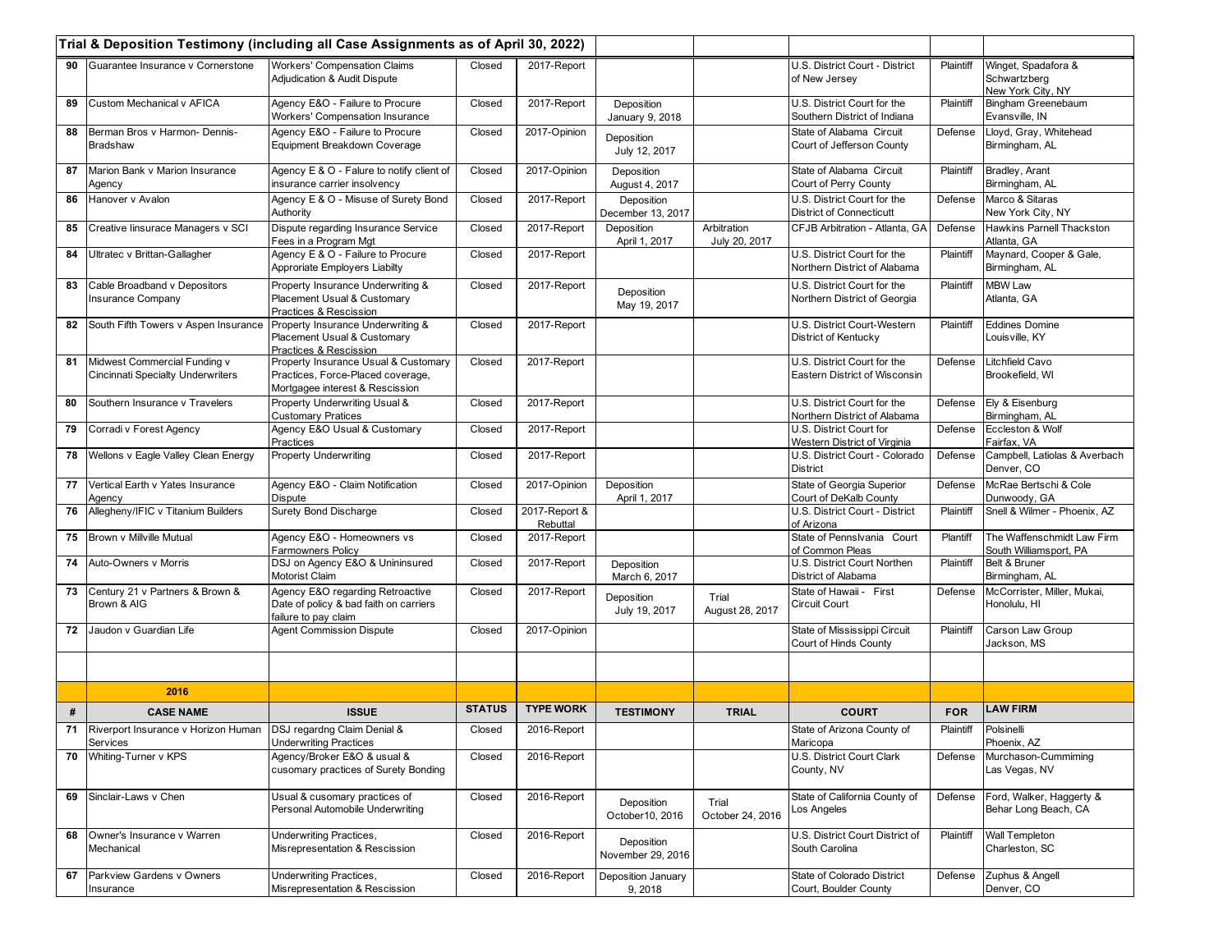**Trial & Deposition Testimony (including all Case Assignments as of April 30, 2022)**

| # | CASE NAME | ISSUE | STATUS | TYPE WORK | TESTIMONY | TRIAL | COURT | FOR | LAW FIRM |
|---|---|---|---|---|---|---|---|---|---|
| 90 | Guarantee Insurance v Cornerstone | Workers' Compensation Claims Adjudication & Audit Dispute | Closed | 2017-Report | | | U.S. District Court - District of New Jersey | Plaintiff | Winget, Spadafora & Schwartzberg New York City, NY |
| 89 | Custom Mechanical v AFICA | Agency E&O - Failure to Procure Workers' Compensation Insurance | Closed | 2017-Report | Deposition January 9, 2018 | | U.S. District Court for the Southern District of Indiana | Plaintiff | Bingham Greenebaum Evansville, IN |
| 88 | Berman Bros v Harmon- Dennis-Bradshaw | Agency E&O - Failure to Procure Equipment Breakdown Coverage | Closed | 2017-Opinion | Deposition July 12, 2017 | | State of Alabama Circuit Court of Jefferson County | Defense | Lloyd, Gray, Whitehead Birmingham, AL |
| 87 | Marion Bank v Marion Insurance Agency | Agency E & O - Falure to notify client of insurance carrier insolvency | Closed | 2017-Opinion | Deposition August 4, 2017 | | State of Alabama Circuit Court of Perry County | Plaintiff | Bradley, Arant Birmingham, AL |
| 86 | Hanover v Avalon | Agency E & O - Misuse of Surety Bond Authority | Closed | 2017-Report | Deposition December 13, 2017 | | U.S. District Court for the District of Connecticutt | Defense | Marco & Sitaras New York City, NY |
| 85 | Creative Iinsurace Managers v SCI | Dispute regarding Insurance Service Fees in a Program Mgt | Closed | 2017-Report | Deposition April 1, 2017 | Arbitration July 20, 2017 | CFJB Arbitration - Atlanta, GA | Defense | Hawkins Parnell Thackston Atlanta, GA |
| 84 | Ultratec v Brittan-Gallagher | Agency E & O - Failure to Procure Approriate Employers Liabilty | Closed | 2017-Report | | | U.S. District Court for the Northern District of Alabama | Plaintiff | Maynard, Cooper & Gale, Birmingham, AL |
| 83 | Cable Broadband v Depositors Insurance Company | Property Insurance Underwriting & Placement Usual & Customary Practices & Rescission | Closed | 2017-Report | Deposition May 19, 2017 | | U.S. District Court for the Northern District of Georgia | Plaintiff | MBW Law Atlanta, GA |
| 82 | South Fifth Towers v Aspen Insurance | Property Insurance Underwriting & Placement Usual & Customary Practices & Rescission | Closed | 2017-Report | | | U.S. District Court-Western District of Kentucky | Plaintiff | Eddines Domine Louisville, KY |
| 81 | Midwest Commercial Funding v Cincinnati Specialty Underwriters | Property Insurance Usual & Customary Practices, Force-Placed coverage, Mortgagee interest & Rescission | Closed | 2017-Report | | | U.S. District Court for the Eastern District of Wisconsin | Defense | Litchfield Cavo Brookefield, WI |
| 80 | Southern Insurance v Travelers | Property Underwriting Usual & Customary Pratices | Closed | 2017-Report | | | U.S. District Court for the Northern District of Alabama | Defense | Ely & Eisenburg Birmingham, AL |
| 79 | Corradi v Forest Agency | Agency E&O Usual & Customary Practices | Closed | 2017-Report | | | U.S. District Court for Western District of Virginia | Defense | Eccleston & Wolf Fairfax, VA |
| 78 | Wellons v Eagle Valley Clean Energy | Property Underwriting | Closed | 2017-Report | | | U.S. District Court - Colorado District | Defense | Campbell, Latiolas & Averbach Denver, CO |
| 77 | Vertical Earth v Yates Insurance Agency | Agency E&O - Claim Notification Dispute | Closed | 2017-Opinion | Deposition April 1, 2017 | | State of Georgia Superior Court of DeKalb County | Defense | McRae Bertschi & Cole Dunwoody, GA |
| 76 | Allegheny/IFIC v Titanium Builders | Surety Bond Discharge | Closed | 2017-Report & Rebuttal | | | U.S. District Court - District of Arizona | Plaintiff | Snell & Wilmer - Phoenix, AZ |
| 75 | Brown v Millville Mutual | Agency E&O - Homeowners vs Farmowners Policy | Closed | 2017-Report | | | State of Pennslvania Court of Common Pleas | Plantiff | The Waffenschmidt Law Firm South Williamsport, PA |
| 74 | Auto-Owners v Morris | DSJ on Agency E&O & Unininsured Motorist Claim | Closed | 2017-Report | Deposition March 6, 2017 | | U.S. District Court Northen District of Alabama | Plaintiff | Belt & Bruner Birmingham, AL |
| 73 | Century 21 v Partners & Brown & Brown & AIG | Agency E&O regarding Retroactive Date of policy & bad faith on carriers failure to pay claim | Closed | 2017-Report | Deposition July 19, 2017 | Trial August 28, 2017 | State of Hawaii - First Circuit Court | Defense | McCorrister, Miller, Mukai, Honolulu, HI |
| 72 | Jaudon v Guardian Life | Agent Commission Dispute | Closed | 2017-Opinion | | | State of Mississippi Circuit Court of Hinds County | Plaintiff | Carson Law Group Jackson, MS |
| | | | | | | | | | |
| | **2016** | | | | | | | | |
| **#** | **CASE NAME** | **ISSUE** | **STATUS** | **TYPE WORK** | **TESTIMONY** | **TRIAL** | **COURT** | **FOR** | **LAW FIRM** |
| 71 | Riverport Insurance v Horizon Human Services | DSJ regardng Claim Denial & Underwriting Practices | Closed | 2016-Report | | | State of Arizona County of Maricopa | Plaintiff | Polsinelli Phoenix, AZ |
| 70 | Whiting-Turner v KPS | Agency/Broker E&O & usual & cusomary practices of Surety Bonding | Closed | 2016-Report | | | U.S. District Court Clark County, NV | Defense | Murchason-Cummiming Las Vegas, NV |
| 69 | Sinclair-Laws v Chen | Usual & cusomary practices of Personal Automobile Underwriting | Closed | 2016-Report | Deposition October10, 2016 | Trial October 24, 2016 | State of California County of Los Angeles | Defense | Ford, Walker, Haggerty & Behar Long Beach, CA |
| 68 | Owner's Insurance v Warren Mechanical | Underwriting Practices, Misrepresentation & Rescission | Closed | 2016-Report | Deposition November 29, 2016 | | U.S. District Court District of South Carolina | Plaintiff | Wall Templeton Charleston, SC |
| 67 | Parkview Gardens v Owners Insurance | Underwriting Practices, Misrepresentation & Rescission | Closed | 2016-Report | Deposition January 9, 2018 | | State of Colorado District Court, Boulder County | Defense | Zuphus & Angell Denver, CO |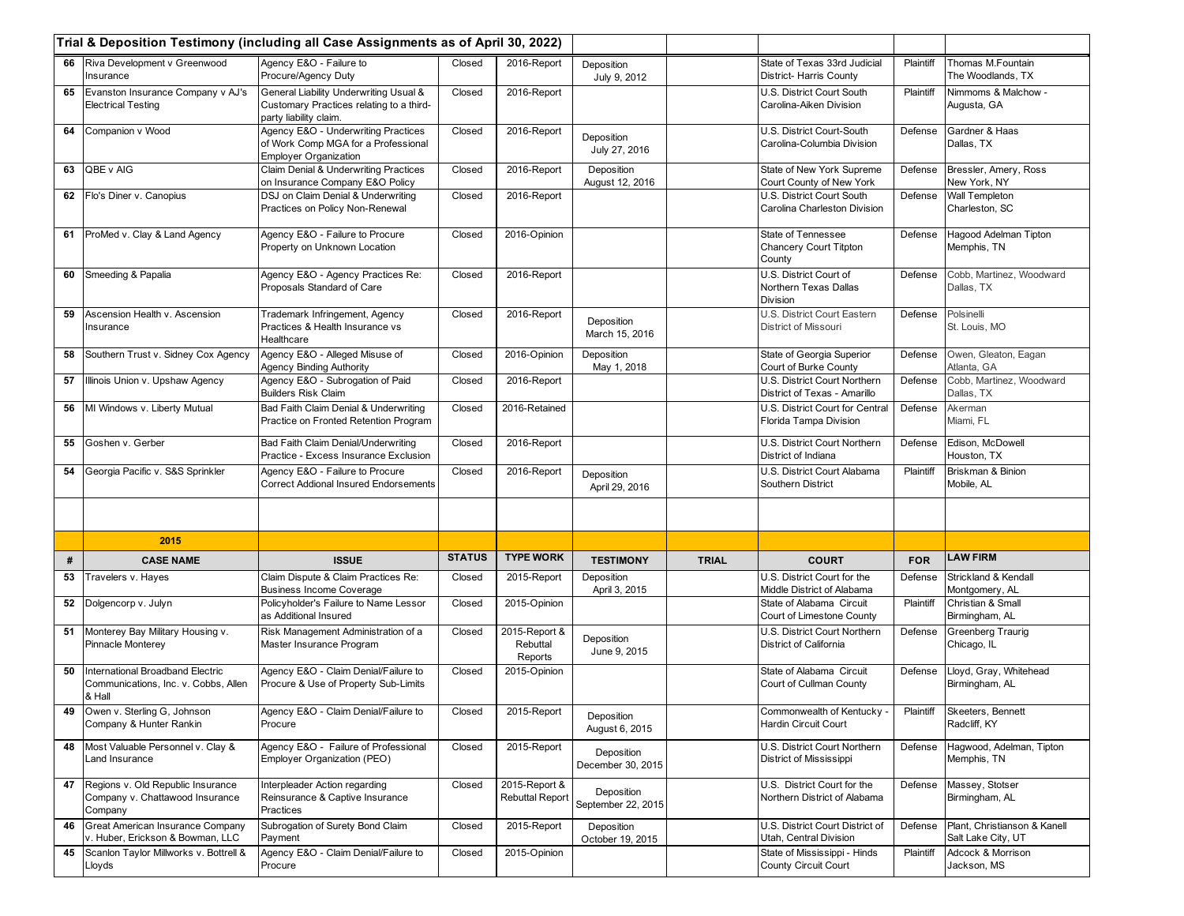## Trial & Deposition Testimony (including all Case Assignments as of April 30, 2022)

| # | CASE NAME | ISSUE | STATUS | TYPE WORK | TESTIMONY | TRIAL | COURT | FOR | LAW FIRM |
|---|---|---|---|---|---|---|---|---|---|
| 66 | Riva Development v Greenwood Insurance | Agency E&O - Failure to Procure/Agency Duty | Closed | 2016-Report | Deposition July 9, 2012 | | State of Texas 33rd Judicial District- Harris County | Plaintiff | Thomas M.Fountain The Woodlands, TX |
| 65 | Evanston Insurance Company v AJ's Electrical Testing | General Liability Underwriting Usual & Customary Practices relating to a third-party liability claim. | Closed | 2016-Report | | | U.S. District Court South Carolina-Aiken Division | Plaintiff | Nimmoms & Malchow - Augusta, GA |
| 64 | Companion v Wood | Agency E&O - Underwriting Practices of Work Comp MGA for a Professional Employer Organization | Closed | 2016-Report | Deposition July 27, 2016 | | U.S. District Court-South Carolina-Columbia Division | Defense | Gardner & Haas Dallas, TX |
| 63 | QBE v AIG | Claim Denial & Underwriting Practices on Insurance Company E&O Policy | Closed | 2016-Report | Deposition August 12, 2016 | | State of New York Supreme Court County of New York | Defense | Bressler, Amery, Ross New York, NY |
| 62 | Flo's Diner v. Canopius | DSJ on Claim Denial & Underwriting Practices on Policy Non-Renewal | Closed | 2016-Report | | | U.S. District Court South Carolina Charleston Division | Defense | Wall Templeton Charleston, SC |
| 61 | ProMed v. Clay & Land Agency | Agency E&O - Failure to Procure Property on Unknown Location | Closed | 2016-Opinion | | | State of Tennessee Chancery Court Titpton County | Defense | Hagood Adelman Tipton Memphis, TN |
| 60 | Smeeding & Papalia | Agency E&O - Agency Practices Re: Proposals Standard of Care | Closed | 2016-Report | | | U.S. District Court of Northern Texas Dallas Division | Defense | Cobb, Martinez, Woodward Dallas, TX |
| 59 | Ascension Health v. Ascension Insurance | Trademark Infringement, Agency Practices & Health Insurance vs Healthcare | Closed | 2016-Report | Deposition March 15, 2016 | | U.S. District Court Eastern District of Missouri | Defense | Polsinelli St. Louis, MO |
| 58 | Southern Trust v. Sidney Cox Agency | Agency E&O - Alleged Misuse of Agency Binding Authority | Closed | 2016-Opinion | Deposition May 1, 2018 | | State of Georgia Superior Court of Burke County | Defense | Owen, Gleaton, Eagan Atlanta, GA |
| 57 | Illinois Union v. Upshaw Agency | Agency E&O - Subrogation of Paid Builders Risk Claim | Closed | 2016-Report | | | U.S. District Court Northern District of Texas - Amarillo | Defense | Cobb, Martinez, Woodward Dallas, TX |
| 56 | MI Windows v. Liberty Mutual | Bad Faith Claim Denial & Underwriting Practice on Fronted Retention Program | Closed | 2016-Retained | | | U.S. District Court for Central Florida Tampa Division | Defense | Akerman Miami, FL |
| 55 | Goshen v. Gerber | Bad Faith Claim Denial/Underwriting Practice - Excess Insurance Exclusion | Closed | 2016-Report | | | U.S. District Court Northern District of Indiana | Defense | Edison, McDowell Houston, TX |
| 54 | Georgia Pacific v. S&S Sprinkler | Agency E&O - Failure to Procure Correct Addional Insured Endorsements | Closed | 2016-Report | Deposition April 29, 2016 | | U.S. District Court Alabama Southern District | Plaintiff | Briskman & Binion Mobile, AL |
| | | | | | | | | | |
| | **2015** | | | | | | | | |
| **#** | **CASE NAME** | **ISSUE** | **STATUS** | **TYPE WORK** | **TESTIMONY** | **TRIAL** | **COURT** | **FOR** | **LAW FIRM** |
| 53 | Travelers v. Hayes | Claim Dispute & Claim Practices Re: Business Income Coverage | Closed | 2015-Report | Deposition April 3, 2015 | | U.S. District Court for the Middle District of Alabama | Defense | Strickland & Kendall Montgomery, AL |
| 52 | Dolgencorp v. Julyn | Policyholder's Failure to Name Lessor as Additional Insured | Closed | 2015-Opinion | | | State of Alabama Circuit Court of Limestone County | Plaintiff | Christian & Small Birmingham, AL |
| 51 | Monterey Bay Military Housing v. Pinnacle Monterey | Risk Management Administration of a Master Insurance Program | Closed | 2015-Report & Rebuttal Reports | Deposition June 9, 2015 | | U.S. District Court Northern District of California | Defense | Greenberg Traurig Chicago, IL |
| 50 | International Broadband Electric Communications, Inc. v. Cobbs, Allen & Hall | Agency E&O - Claim Denial/Failure to Procure & Use of Property Sub-Limits | Closed | 2015-Opinion | | | State of Alabama Circuit Court of Cullman County | Defense | Lloyd, Gray, Whitehead Birmingham, AL |
| 49 | Owen v. Sterling G, Johnson Company & Hunter Rankin | Agency E&O - Claim Denial/Failure to Procure | Closed | 2015-Report | Deposition August 6, 2015 | | Commonwealth of Kentucky - Hardin Circuit Court | Plaintiff | Skeeters, Bennett Radcliff, KY |
| 48 | Most Valuable Personnel v. Clay & Land Insurance | Agency E&O - Failure of Professional Employer Organization (PEO) | Closed | 2015-Report | Deposition December 30, 2015 | | U.S. District Court Northern District of Mississippi | Defense | Hagwood, Adelman, Tipton Memphis, TN |
| 47 | Regions v. Old Republic Insurance Company v. Chattawood Insurance Company | Interpleader Action regarding Reinsurance & Captive Insurance Practices | Closed | 2015-Report & Rebuttal Report | Deposition September 22, 2015 | | U.S. District Court for the Northern District of Alabama | Defense | Massey, Stotser Birmingham, AL |
| 46 | Great American Insurance Company v. Huber, Erickson & Bowman, LLC | Subrogation of Surety Bond Claim Payment | Closed | 2015-Report | Deposition October 19, 2015 | | U.S. District Court District of Utah, Central Division | Defense | Plant, Christianson & Kanell Salt Lake City, UT |
| 45 | Scanlon Taylor Millworks v. Bottrell & Lloyds | Agency E&O - Claim Denial/Failure to Procure | Closed | 2015-Opinion | | | State of Mississippi - Hinds County Circuit Court | Plaintiff | Adcock & Morrison Jackson, MS |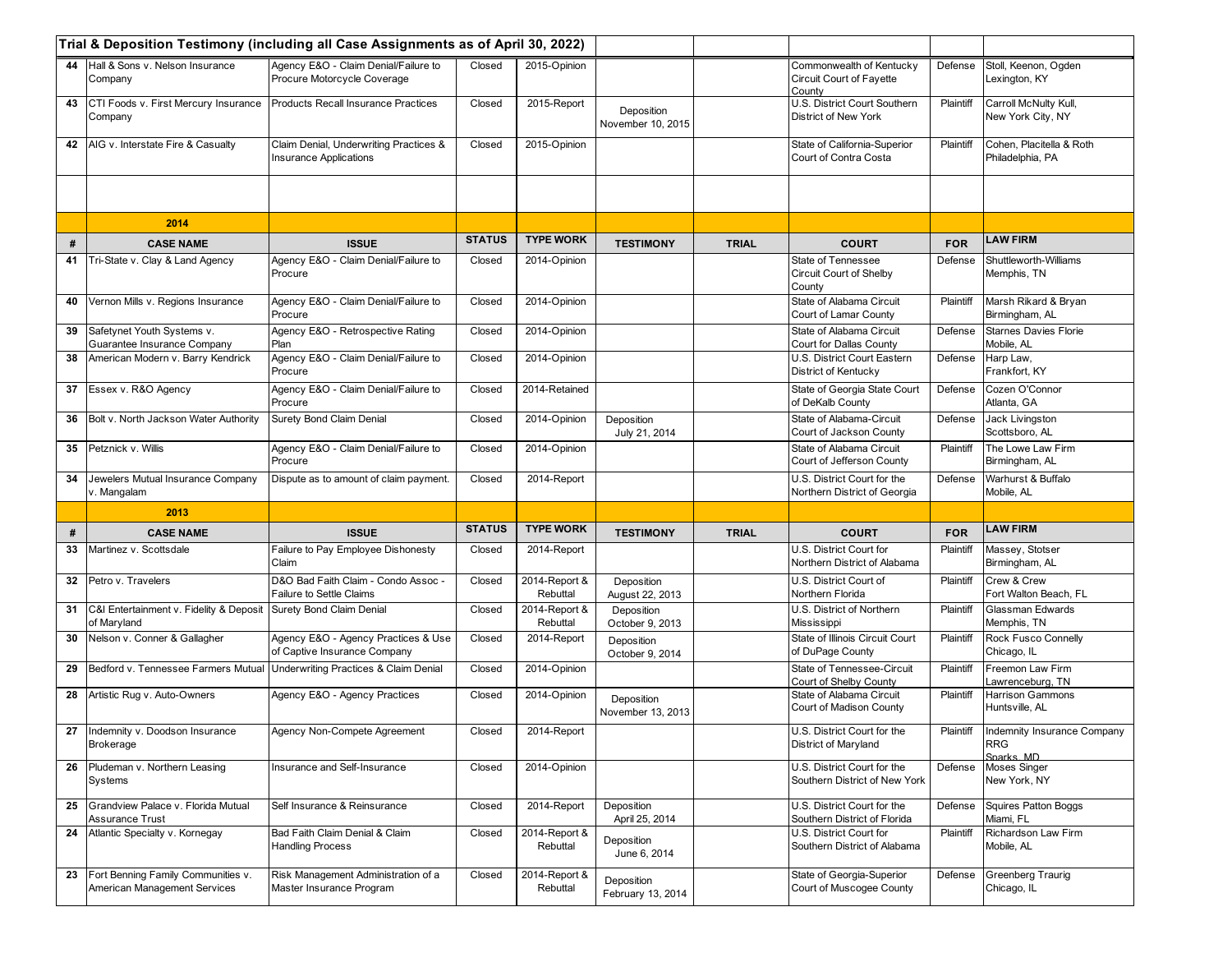| | Trial & Deposition Testimony (including all Case Assignments as of April 30, 2022) | | | | | | | | |
|---|---|---|---|---|---|---|---|---|---|
| 44 | Hall & Sons v. Nelson Insurance Company | Agency E&O - Claim Denial/Failure to Procure Motorcycle Coverage | Closed | 2015-Opinion | | | Commonwealth of Kentucky Circuit Court of Fayette County | Defense | Stoll, Keenon, Ogden Lexington, KY |
| 43 | CTI Foods v. First Mercury Insurance Company | Products Recall Insurance Practices | Closed | 2015-Report | Deposition November 10, 2015 | | U.S. District Court Southern District of New York | Plaintiff | Carroll McNulty Kull, New York City, NY |
| 42 | AIG v. Interstate Fire & Casualty | Claim Denial, Underwriting Practices & Insurance Applications | Closed | 2015-Opinion | | | State of California-Superior Court of Contra Costa | Plaintiff | Cohen, Placitella & Roth Philadelphia, PA |
| | | | | | | | | | |
| | **2014** | | | | | | | | |
| **#** | **CASE NAME** | **ISSUE** | **STATUS** | **TYPE WORK** | **TESTIMONY** | **TRIAL** | **COURT** | **FOR** | **LAW FIRM** |
| 41 | Tri-State v. Clay & Land Agency | Agency E&O - Claim Denial/Failure to Procure | Closed | 2014-Opinion | | | State of Tennessee Circuit Court of Shelby County | Defense | Shuttleworth-Williams Memphis, TN |
| 40 | Vernon Mills v. Regions Insurance | Agency E&O - Claim Denial/Failure to Procure | Closed | 2014-Opinion | | | State of Alabama Circuit Court of Lamar County | Plaintiff | Marsh Rikard & Bryan Birmingham, AL |
| 39 | Safetynet Youth Systems v. Guarantee Insurance Company | Agency E&O - Retrospective Rating Plan | Closed | 2014-Opinion | | | State of Alabama Circuit Court for Dallas County | Defense | Starnes Davies Florie Mobile, AL |
| 38 | American Modern v. Barry Kendrick | Agency E&O - Claim Denial/Failure to Procure | Closed | 2014-Opinion | | | U.S. District Court Eastern District of Kentucky | Defense | Harp Law, Frankfort, KY |
| 37 | Essex v. R&O Agency | Agency E&O - Claim Denial/Failure to Procure | Closed | 2014-Retained | | | State of Georgia State Court of DeKalb County | Defense | Cozen O'Connor Atlanta, GA |
| 36 | Bolt v. North Jackson Water Authority | Surety Bond Claim Denial | Closed | 2014-Opinion | Deposition July 21, 2014 | | State of Alabama-Circuit Court of Jackson County | Defense | Jack Livingston Scottsboro, AL |
| 35 | Petznick v. Willis | Agency E&O - Claim Denial/Failure to Procure | Closed | 2014-Opinion | | | State of Alabama Circuit Court of Jefferson County | Plaintiff | The Lowe Law Firm Birmingham, AL |
| 34 | Jewelers Mutual Insurance Company v. Mangalam | Dispute as to amount of claim payment. | Closed | 2014-Report | | | U.S. District Court for the Northern District of Georgia | Defense | Warhurst & Buffalo Mobile, AL |
| | **2013** | | | | | | | | |
| **#** | **CASE NAME** | **ISSUE** | **STATUS** | **TYPE WORK** | **TESTIMONY** | **TRIAL** | **COURT** | **FOR** | **LAW FIRM** |
| 33 | Martinez v. Scottsdale | Failure to Pay Employee Dishonesty Claim | Closed | 2014-Report | | | U.S. District Court for Northern District of Alabama | Plaintiff | Massey, Stotser Birmingham, AL |
| 32 | Petro v. Travelers | D&O Bad Faith Claim - Condo Assoc - Failure to Settle Claims | Closed | 2014-Report & Rebuttal | Deposition August 22, 2013 | | U.S. District Court of Northern Florida | Plaintiff | Crew & Crew Fort Walton Beach, FL |
| 31 | C&I Entertainment v. Fidelity & Deposit of Maryland | Surety Bond Claim Denial | Closed | 2014-Report & Rebuttal | Deposition October 9, 2013 | | U.S. District of Northern Mississippi | Plaintiff | Glassman Edwards Memphis, TN |
| 30 | Nelson v. Conner & Gallagher | Agency E&O - Agency Practices & Use of Captive Insurance Company | Closed | 2014-Report | Deposition October 9, 2014 | | State of Illinois Circuit Court of DuPage County | Plaintiff | Rock Fusco Connelly Chicago, IL |
| 29 | Bedford v. Tennessee Farmers Mutual | Underwriting Practices & Claim Denial | Closed | 2014-Opinion | | | State of Tennessee-Circuit Court of Shelby County | Plaintiff | Freemon Law Firm Lawrenceburg, TN |
| 28 | Artistic Rug v. Auto-Owners | Agency E&O - Agency Practices | Closed | 2014-Opinion | Deposition November 13, 2013 | | State of Alabama Circuit Court of Madison County | Plaintiff | Harrison Gammons Huntsville, AL |
| 27 | Indemnity v. Doodson Insurance Brokerage | Agency Non-Compete Agreement | Closed | 2014-Report | | | U.S. District Court for the District of Maryland | Plaintiff | Indemnity Insurance Company RRG Sparks, MD |
| 26 | Pludeman v. Northern Leasing Systems | Insurance and Self-Insurance | Closed | 2014-Opinion | | | U.S. District Court for the Southern District of New York | Defense | Moses Singer New York, NY |
| 25 | Grandview Palace v. Florida Mutual Assurance Trust | Self Insurance & Reinsurance | Closed | 2014-Report | Deposition April 25, 2014 | | U.S. District Court for the Southern District of Florida | Defense | Squires Patton Boggs Miami, FL |
| 24 | Atlantic Specialty v. Kornegay | Bad Faith Claim Denial & Claim Handling Process | Closed | 2014-Report & Rebuttal | Deposition June 6, 2014 | | U.S. District Court for Southern District of Alabama | Plaintiff | Richardson Law Firm Mobile, AL |
| 23 | Fort Benning Family Communities v. American Management Services | Risk Management Administration of a Master Insurance Program | Closed | 2014-Report & Rebuttal | Deposition February 13, 2014 | | State of Georgia-Superior Court of Muscogee County | Defense | Greenberg Traurig Chicago, IL |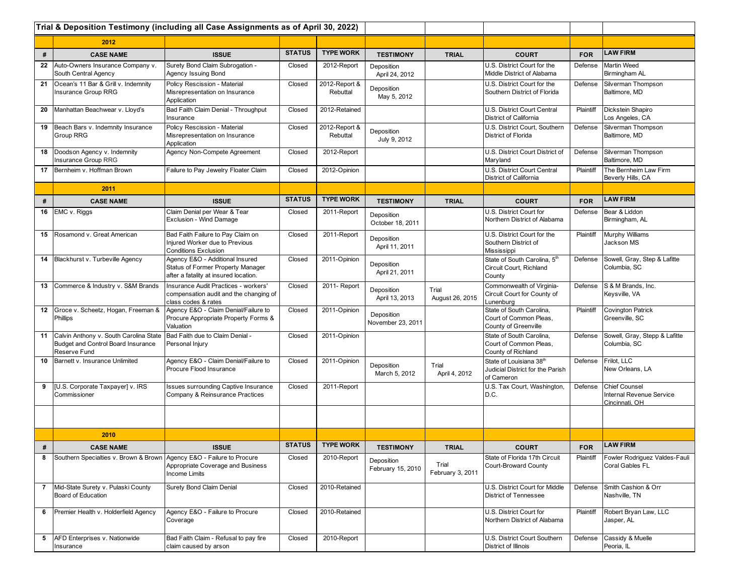**Trial & Deposition Testimony (including all Case Assignments as of April 30, 2022)**

| # | CASE NAME | ISSUE | STATUS | TYPE WORK | TESTIMONY | TRIAL | COURT | FOR | LAW FIRM |
|---|---|---|---|---|---|---|---|---|---|
| | **2012** | | | | | | | | |
| 22 | Auto-Owners Insurance Company v. South Central Agency | Surety Bond Claim Subrogation - Agency Issuing Bond | Closed | 2012-Report | Deposition April 24, 2012 | | U.S. District Court for the Middle District of Alabama | Defense | Martin Weed Birmingham AL |
| 21 | Ocean's 11 Bar & Grill v. Indemnity Insurance Group RRG | Policy Rescission - Material Misrepresentation on Insurance Application | Closed | 2012-Report & Rebuttal | Deposition May 5, 2012 | | U.S. District Court for the Southern District of Florida | Defense | Silverman Thompson Baltimore, MD |
| 20 | Manhattan Beachwear v. Lloyd's | Bad Faith Claim Denial - Throughput Insurance | Closed | 2012-Retained | | | U.S. District Court Central District of California | Plaintiff | Dickstein Shapiro Los Angeles, CA |
| 19 | Beach Bars v. Indemnity Insurance Group RRG | Policy Rescission - Material Misrepresentation on Insurance Application | Closed | 2012-Report & Rebuttal | Deposition July 9, 2012 | | U.S. District Court, Southern District of Florida | Defense | Silverman Thompson Baltimore, MD |
| 18 | Doodson Agency v. Indemnity Insurance Group RRG | Agency Non-Compete Agreement | Closed | 2012-Report | | | U.S. District Court District of Maryland | Defense | Silverman Thompson Baltimore, MD |
| 17 | Bernheim v. Hoffman Brown | Failure to Pay Jewelry Floater Claim | Closed | 2012-Opinion | | | U.S. District Court Central District of California | Plaintiff | The Bernheim Law Firm Beverly Hills, CA |
| | **2011** | | | | | | | | |
| 16 | EMC v. Riggs | Claim Denial per Wear & Tear Exclusion - Wind Damage | Closed | 2011-Report | Deposition October 18, 2011 | | U.S. District Court for Northern District of Alabama | Defense | Bear & Liddon Birmingham, AL |
| 15 | Rosamond v. Great American | Bad Faith Failure to Pay Claim on Injured Worker due to Previous Conditions Exclusion | Closed | 2011-Report | Deposition April 11, 2011 | | U.S. District Court for the Southern District of Mississippi | Plaintiff | Murphy Williams Jackson MS |
| 14 | Blackhurst v. Turbeville Agency | Agency E&O - Additional Insured Status of Former Property Manager after a fatality at insured location. | Closed | 2011-Opinion | Deposition April 21, 2011 | | State of South Carolina, 5th Circuit Court, Richland County | Defense | Sowell, Gray, Step & Lafitte Columbia, SC |
| 13 | Commerce & Industry v. S&M Brands | Insurance Audit Practices - workers' compensation audit and the changing of class codes & rates | Closed | 2011- Report | Deposition April 13, 2013 | Trial August 26, 2015 | Commonwealth of Virginia- Circuit Court for County of Lunenburg | Defense | S & M Brands, Inc. Keysville, VA |
| 12 | Groce v. Scheetz, Hogan, Freeman & Phillips | Agency E&O - Claim Denial/Failure to Procure Appropriate Property Forms & Valuation | Closed | 2011-Opinion | Deposition November 23, 2011 | | State of South Carolina, Court of Common Pleas, County of Greenville | Plaintiff | Covington Patrick Greenville, SC |
| 11 | Calvin Anthony v. South Carolina State Budget and Control Board Insurance Reserve Fund | Bad Faith due to Claim Denial - Personal Injury | Closed | 2011-Opinion | | | State of South Carolina, Court of Common Pleas, County of Richland | Defense | Sowell, Gray, Stepp & Lafitte Columbia, SC |
| 10 | Barnett v. Insurance Unlimited | Agency E&O - Claim Denial/Failure to Procure Flood Insurance | Closed | 2011-Opinion | Deposition March 5, 2012 | Trial April 4, 2012 | State of Louisiana 38th Judicial District for the Parish of Cameron | Defense | Frilot, LLC New Orleans, LA |
| 9 | [U.S. Corporate Taxpayer] v. IRS Commissioner | Issues surrounding Captive Insurance Company & Reinsurance Practices | Closed | 2011-Report | | | U.S. Tax Court, Washington, D.C. | Defense | Chief Counsel Internal Revenue Service Cincinnati, OH |
| | **2010** | | | | | | | | |
| 8 | Southern Specialties v. Brown & Brown | Agency E&O - Failure to Procure Appropriate Coverage and Business Income Limits | Closed | 2010-Report | Deposition February 15, 2010 | Trial February 3, 2011 | State of Florida 17th Circuit Court-Broward County | Plaintiff | Fowler Rodriguez Valdes-Fauli Coral Gables FL |
| 7 | Mid-State Surety v. Pulaski County Board of Education | Surety Bond Claim Denial | Closed | 2010-Retained | | | U.S. District Court for Middle District of Tennessee | Defense | Smith Cashion & Orr Nashville, TN |
| 6 | Premier Health v. Holderfield Agency | Agency E&O - Failure to Procure Coverage | Closed | 2010-Retained | | | U.S. District Court for Northern District of Alabama | Plaintiff | Robert Bryan Law, LLC Jasper, AL |
| 5 | AFD Enterprises v. Nationwide Insurance | Bad Faith Claim - Refusal to pay fire claim caused by arson | Closed | 2010-Report | | | U.S. District Court Southern District of Illinois | Defense | Cassidy & Muelle Peoria, IL |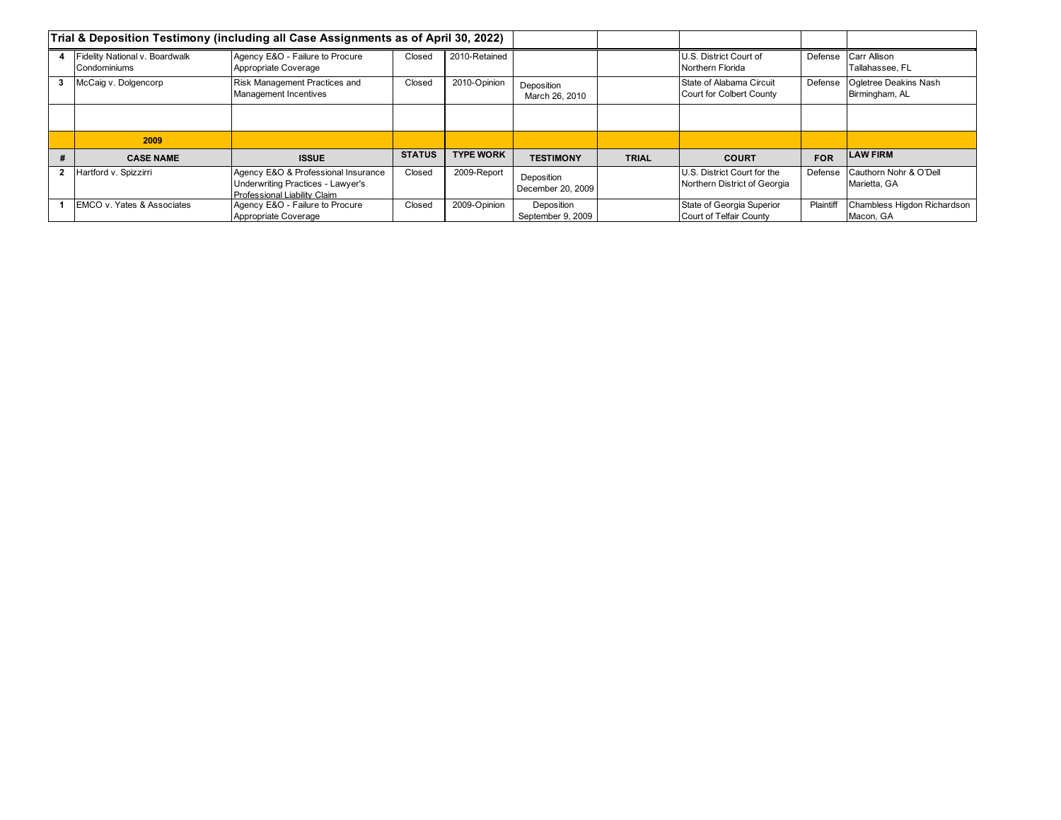| Trial & Deposition Testimony (including all Case Assignments as of April 30, 2022) | | | | | | | | | |
|---|---|---|---|---|---|---|---|---|---|
| 4 | Fidelity National v. Boardwalk Condominiums | Agency E&O - Failure to Procure Appropriate Coverage | Closed | 2010-Retained | | | U.S. District Court of Northern Florida | Defense | Carr Allison Tallahassee, FL |
| 3 | McCaig v. Dolgencorp | Risk Management Practices and Management Incentives | Closed | 2010-Opinion | Deposition March 26, 2010 | | State of Alabama Circuit Court for Colbert County | Defense | Ogletree Deakins Nash Birmingham, AL |
| | | | | | | | | | |
| | **2009** | | | | | | | | |
| **#** | **CASE NAME** | **ISSUE** | **STATUS** | **TYPE WORK** | **TESTIMONY** | **TRIAL** | **COURT** | **FOR** | **LAW FIRM** |
| 2 | Hartford v. Spizzirri | Agency E&O & Professional Insurance Underwriting Practices - Lawyer's Professional Liability Claim | Closed | 2009-Report | Deposition December 20, 2009 | | U.S. District Court for the Northern District of Georgia | Defense | Cauthorn Nohr & O'Dell Marietta, GA |
| 1 | EMCO v. Yates & Associates | Agency E&O - Failure to Procure Appropriate Coverage | Closed | 2009-Opinion | Deposition September 9, 2009 | | State of Georgia Superior Court of Telfair County | Plaintiff | Chambless Higdon Richardson Macon, GA |